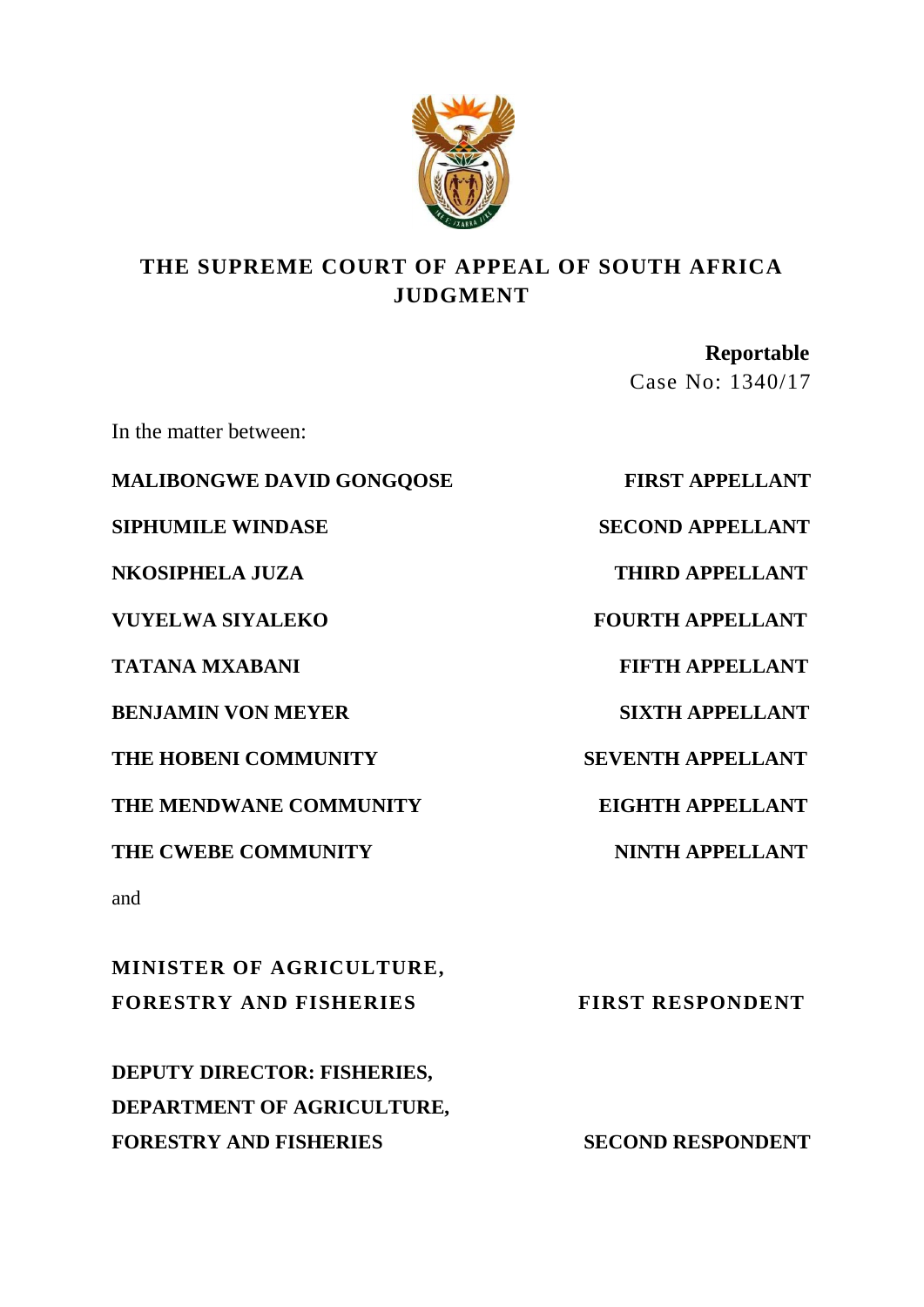**THE SUPREME COURT OF APPEAL OF SOUTH AFRICA**
**JUDGMENT**

**Reportable**

Case No: 1340/17

In the matter between:

| | |
|---|---|
| **MALIBONGWE DAVID GONGQOSE** | **FIRST APPELLANT** |
| **SIPHUMILE WINDASE** | **SECOND APPELLANT** |
| **NKOSIPHELA JUZA** | **THIRD APPELLANT** |
| **VUYELWA SIYALEKO** | **FOURTH APPELLANT** |
| **TATANA MXABANI** | **FIFTH APPELLANT** |
| **BENJAMIN VON MEYER** | **SIXTH APPELLANT** |
| **THE HOBENI COMMUNITY** | **SEVENTH APPELLANT** |
| **THE MENDWANE COMMUNITY** | **EIGHTH APPELLANT** |
| **THE CWEBE COMMUNITY** | **NINTH APPELLANT** |

and

| | |
|---|---|
| **MINISTER OF AGRICULTURE, FORESTRY AND FISHERIES** | **FIRST RESPONDENT** |
| **DEPUTY DIRECTOR: FISHERIES, DEPARTMENT OF AGRICULTURE, FORESTRY AND FISHERIES** | **SECOND RESPONDENT** |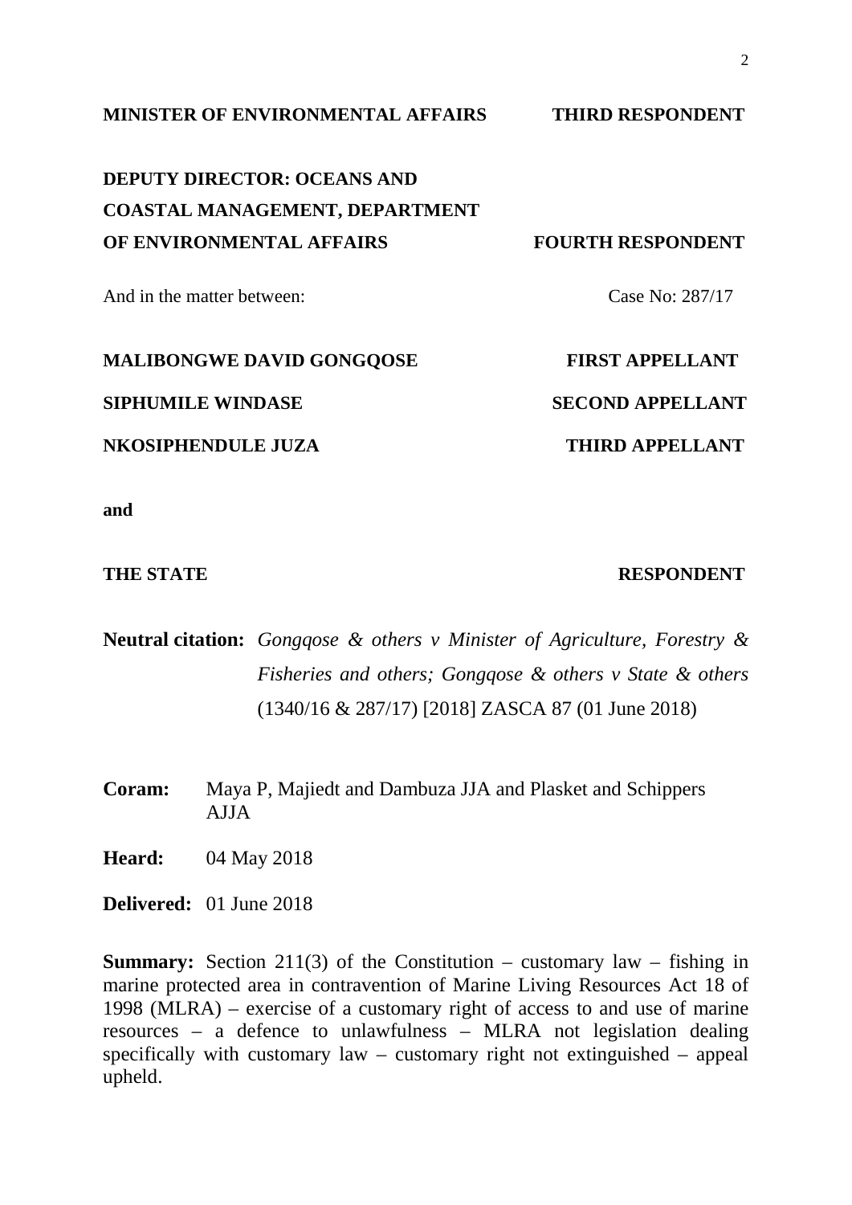**MINISTER OF ENVIRONMENTAL AFFAIRS** **THIRD RESPONDENT**

**DEPUTY DIRECTOR: OCEANS AND COASTAL MANAGEMENT, DEPARTMENT OF ENVIRONMENTAL AFFAIRS** **FOURTH RESPONDENT**

And in the matter between: Case No: 287/17

**MALIBONGWE DAVID GONGQOSE** **FIRST APPELLANT**

**SIPHUMILE WINDASE** **SECOND APPELLANT**

**NKOSIPHENDULE JUZA** **THIRD APPELLANT**

**and**

**THE STATE** **RESPONDENT**

**Neutral citation:** *Gongqose & others v Minister of Agriculture, Forestry & Fisheries and others; Gongqose & others v State & others* (1340/16 & 287/17) [2018] ZASCA 87 (01 June 2018)

**Coram:** Maya P, Majiedt and Dambuza JJA and Plasket and Schippers AJJA

**Heard:** 04 May 2018

**Delivered:** 01 June 2018

**Summary:** Section 211(3) of the Constitution – customary law – fishing in marine protected area in contravention of Marine Living Resources Act 18 of 1998 (MLRA) – exercise of a customary right of access to and use of marine resources – a defence to unlawfulness – MLRA not legislation dealing specifically with customary law – customary right not extinguished – appeal upheld.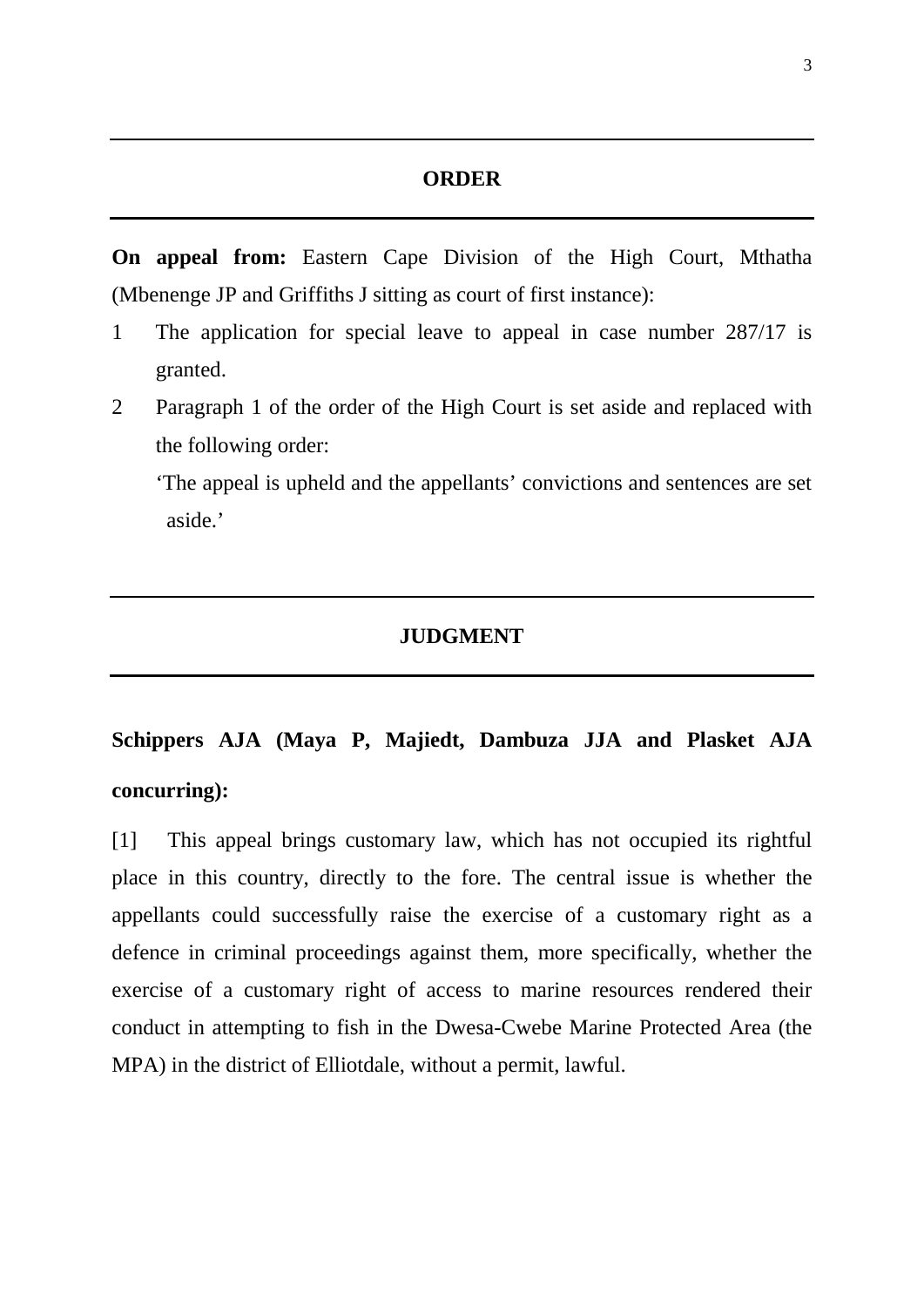## ORDER

**On appeal from:** Eastern Cape Division of the High Court, Mthatha (Mbenenge JP and Griffiths J sitting as court of first instance):

1. The application for special leave to appeal in case number 287/17 is granted.
2. Paragraph 1 of the order of the High Court is set aside and replaced with the following order:

   'The appeal is upheld and the appellants' convictions and sentences are set aside.'

## JUDGMENT

**Schippers AJA (Maya P, Majiedt, Dambuza JJA and Plasket AJA concurring):**

[1] This appeal brings customary law, which has not occupied its rightful place in this country, directly to the fore. The central issue is whether the appellants could successfully raise the exercise of a customary right as a defence in criminal proceedings against them, more specifically, whether the exercise of a customary right of access to marine resources rendered their conduct in attempting to fish in the Dwesa-Cwebe Marine Protected Area (the MPA) in the district of Elliotdale, without a permit, lawful.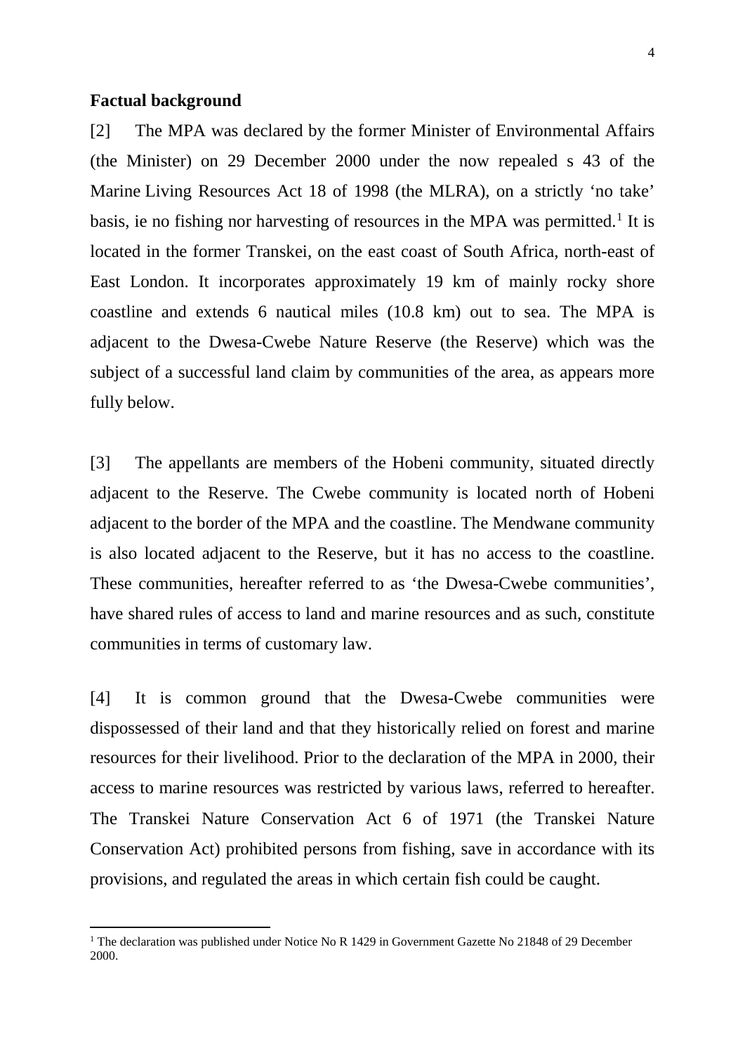**Factual background**

[2] The MPA was declared by the former Minister of Environmental Affairs (the Minister) on 29 December 2000 under the now repealed s 43 of the Marine Living Resources Act 18 of 1998 (the MLRA), on a strictly 'no take' basis, ie no fishing nor harvesting of resources in the MPA was permitted.[1] It is located in the former Transkei, on the east coast of South Africa, north-east of East London. It incorporates approximately 19 km of mainly rocky shore coastline and extends 6 nautical miles (10.8 km) out to sea. The MPA is adjacent to the Dwesa-Cwebe Nature Reserve (the Reserve) which was the subject of a successful land claim by communities of the area, as appears more fully below.

[3] The appellants are members of the Hobeni community, situated directly adjacent to the Reserve. The Cwebe community is located north of Hobeni adjacent to the border of the MPA and the coastline. The Mendwane community is also located adjacent to the Reserve, but it has no access to the coastline. These communities, hereafter referred to as 'the Dwesa-Cwebe communities', have shared rules of access to land and marine resources and as such, constitute communities in terms of customary law.

[4] It is common ground that the Dwesa-Cwebe communities were dispossessed of their land and that they historically relied on forest and marine resources for their livelihood. Prior to the declaration of the MPA in 2000, their access to marine resources was restricted by various laws, referred to hereafter. The Transkei Nature Conservation Act 6 of 1971 (the Transkei Nature Conservation Act) prohibited persons from fishing, save in accordance with its provisions, and regulated the areas in which certain fish could be caught.

[1] The declaration was published under Notice No R 1429 in Government Gazette No 21848 of 29 December 2000.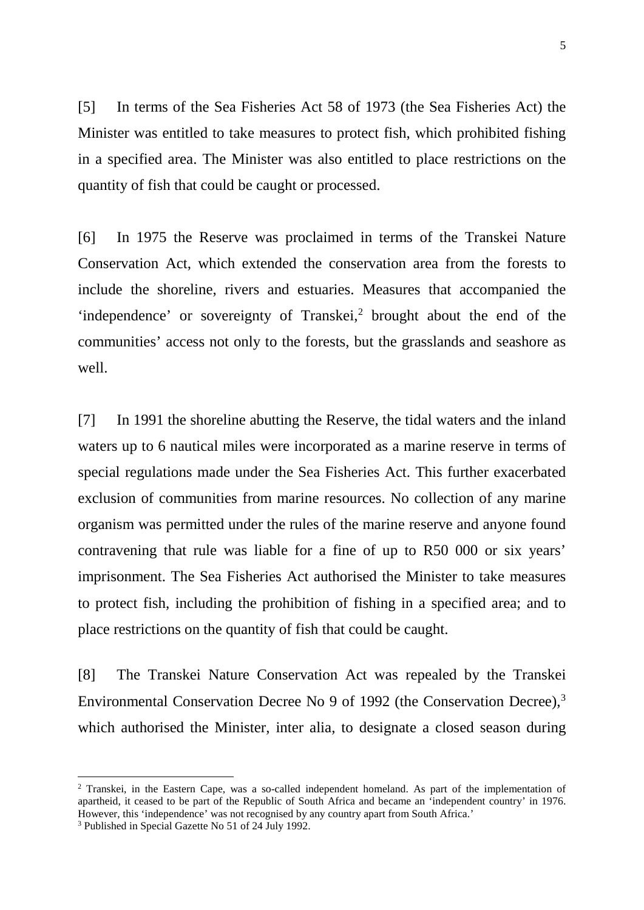[5] In terms of the Sea Fisheries Act 58 of 1973 (the Sea Fisheries Act) the Minister was entitled to take measures to protect fish, which prohibited fishing in a specified area. The Minister was also entitled to place restrictions on the quantity of fish that could be caught or processed.

[6] In 1975 the Reserve was proclaimed in terms of the Transkei Nature Conservation Act, which extended the conservation area from the forests to include the shoreline, rivers and estuaries. Measures that accompanied the 'independence' or sovereignty of Transkei,[2] brought about the end of the communities' access not only to the forests, but the grasslands and seashore as well.

[7] In 1991 the shoreline abutting the Reserve, the tidal waters and the inland waters up to 6 nautical miles were incorporated as a marine reserve in terms of special regulations made under the Sea Fisheries Act. This further exacerbated exclusion of communities from marine resources. No collection of any marine organism was permitted under the rules of the marine reserve and anyone found contravening that rule was liable for a fine of up to R50 000 or six years' imprisonment. The Sea Fisheries Act authorised the Minister to take measures to protect fish, including the prohibition of fishing in a specified area; and to place restrictions on the quantity of fish that could be caught.

[8] The Transkei Nature Conservation Act was repealed by the Transkei Environmental Conservation Decree No 9 of 1992 (the Conservation Decree),[3] which authorised the Minister, inter alia, to designate a closed season during

---

[2] Transkei, in the Eastern Cape, was a so-called independent homeland. As part of the implementation of apartheid, it ceased to be part of the Republic of South Africa and became an 'independent country' in 1976. However, this 'independence' was not recognised by any country apart from South Africa.'

[3] Published in Special Gazette No 51 of 24 July 1992.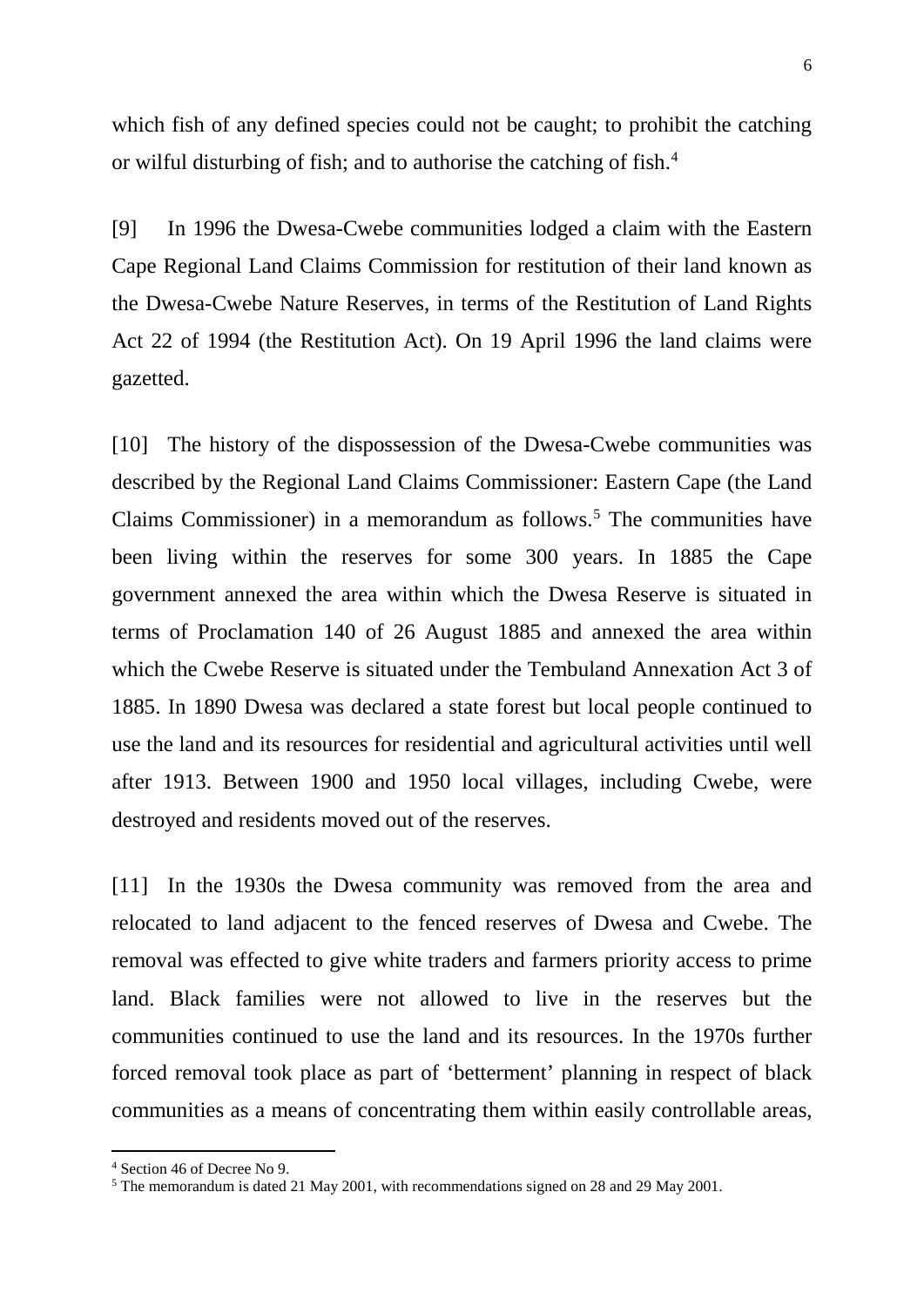which fish of any defined species could not be caught; to prohibit the catching or wilful disturbing of fish; and to authorise the catching of fish.[4]

[9] In 1996 the Dwesa-Cwebe communities lodged a claim with the Eastern Cape Regional Land Claims Commission for restitution of their land known as the Dwesa-Cwebe Nature Reserves, in terms of the Restitution of Land Rights Act 22 of 1994 (the Restitution Act). On 19 April 1996 the land claims were gazetted.

[10] The history of the dispossession of the Dwesa-Cwebe communities was described by the Regional Land Claims Commissioner: Eastern Cape (the Land Claims Commissioner) in a memorandum as follows.[5] The communities have been living within the reserves for some 300 years. In 1885 the Cape government annexed the area within which the Dwesa Reserve is situated in terms of Proclamation 140 of 26 August 1885 and annexed the area within which the Cwebe Reserve is situated under the Tembuland Annexation Act 3 of 1885. In 1890 Dwesa was declared a state forest but local people continued to use the land and its resources for residential and agricultural activities until well after 1913. Between 1900 and 1950 local villages, including Cwebe, were destroyed and residents moved out of the reserves.

[11] In the 1930s the Dwesa community was removed from the area and relocated to land adjacent to the fenced reserves of Dwesa and Cwebe. The removal was effected to give white traders and farmers priority access to prime land. Black families were not allowed to live in the reserves but the communities continued to use the land and its resources. In the 1970s further forced removal took place as part of 'betterment' planning in respect of black communities as a means of concentrating them within easily controllable areas,

---

[4] Section 46 of Decree No 9.

[5] The memorandum is dated 21 May 2001, with recommendations signed on 28 and 29 May 2001.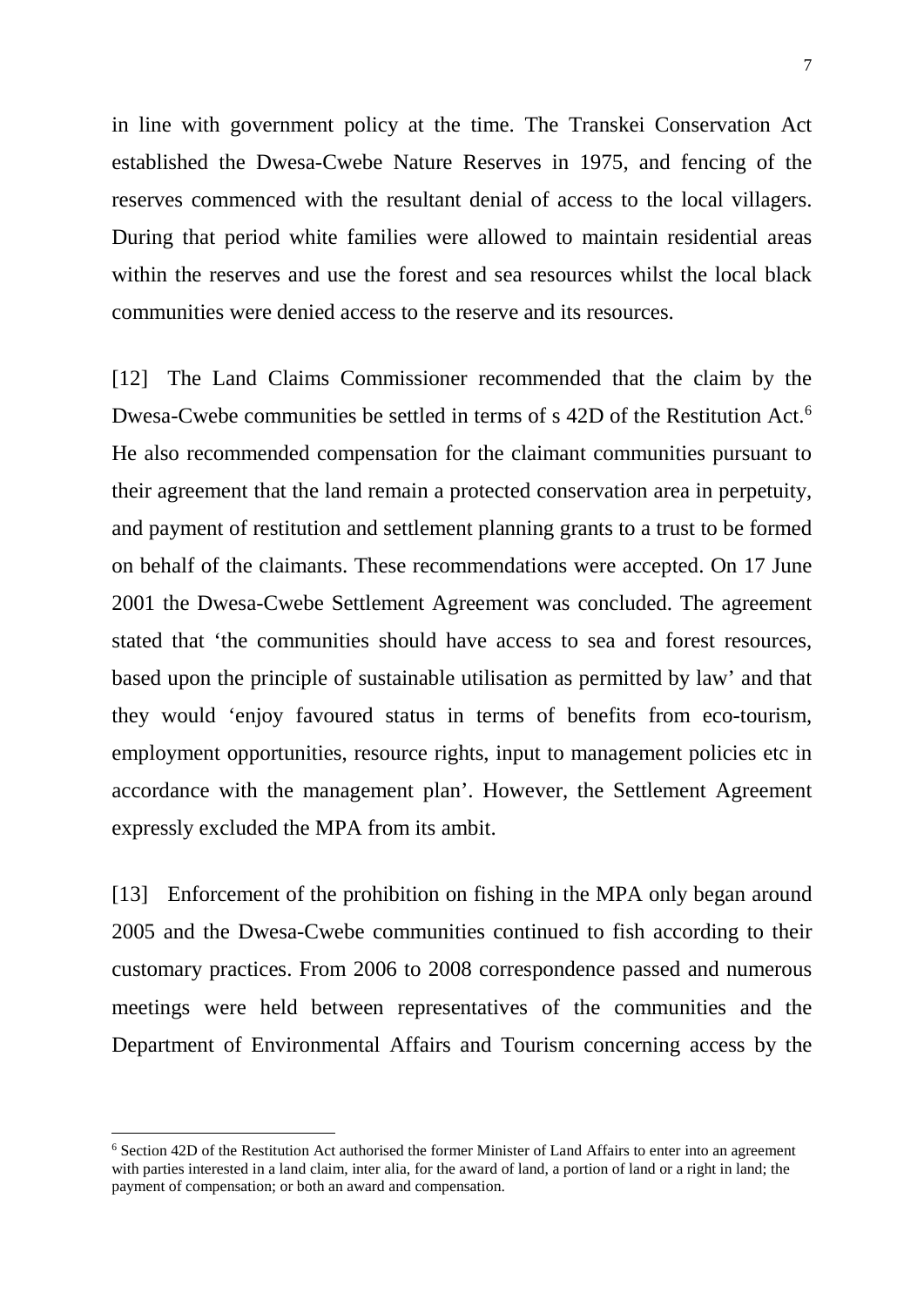in line with government policy at the time. The Transkei Conservation Act established the Dwesa-Cwebe Nature Reserves in 1975, and fencing of the reserves commenced with the resultant denial of access to the local villagers. During that period white families were allowed to maintain residential areas within the reserves and use the forest and sea resources whilst the local black communities were denied access to the reserve and its resources.

[12] The Land Claims Commissioner recommended that the claim by the Dwesa-Cwebe communities be settled in terms of s 42D of the Restitution Act.[6] He also recommended compensation for the claimant communities pursuant to their agreement that the land remain a protected conservation area in perpetuity, and payment of restitution and settlement planning grants to a trust to be formed on behalf of the claimants. These recommendations were accepted. On 17 June 2001 the Dwesa-Cwebe Settlement Agreement was concluded. The agreement stated that 'the communities should have access to sea and forest resources, based upon the principle of sustainable utilisation as permitted by law' and that they would 'enjoy favoured status in terms of benefits from eco-tourism, employment opportunities, resource rights, input to management policies etc in accordance with the management plan'. However, the Settlement Agreement expressly excluded the MPA from its ambit.

[13] Enforcement of the prohibition on fishing in the MPA only began around 2005 and the Dwesa-Cwebe communities continued to fish according to their customary practices. From 2006 to 2008 correspondence passed and numerous meetings were held between representatives of the communities and the Department of Environmental Affairs and Tourism concerning access by the

---

[6] Section 42D of the Restitution Act authorised the former Minister of Land Affairs to enter into an agreement with parties interested in a land claim, inter alia, for the award of land, a portion of land or a right in land; the payment of compensation; or both an award and compensation.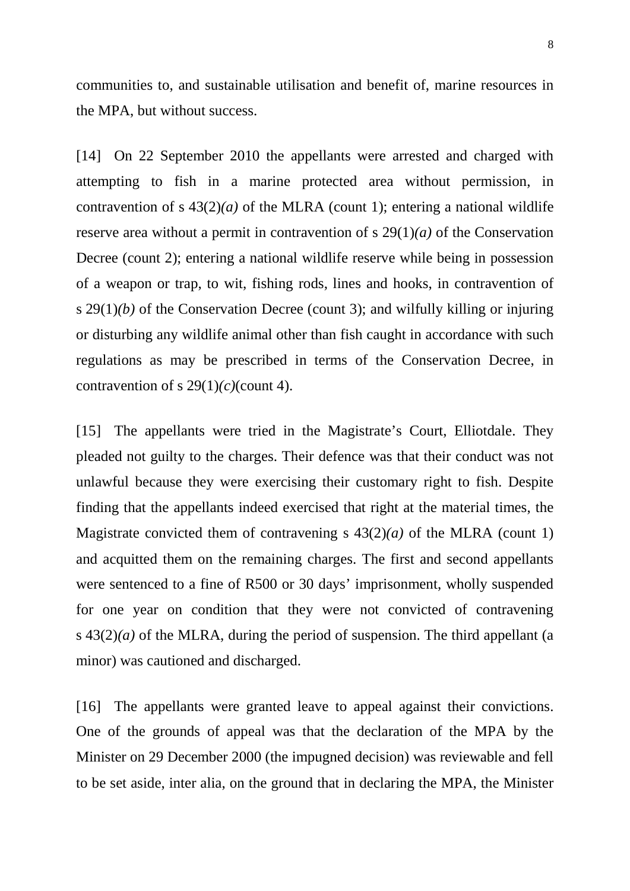communities to, and sustainable utilisation and benefit of, marine resources in the MPA, but without success.

[14] On 22 September 2010 the appellants were arrested and charged with attempting to fish in a marine protected area without permission, in contravention of s 43(2)*(a)* of the MLRA (count 1); entering a national wildlife reserve area without a permit in contravention of s 29(1)*(a)* of the Conservation Decree (count 2); entering a national wildlife reserve while being in possession of a weapon or trap, to wit, fishing rods, lines and hooks, in contravention of s 29(1)*(b)* of the Conservation Decree (count 3); and wilfully killing or injuring or disturbing any wildlife animal other than fish caught in accordance with such regulations as may be prescribed in terms of the Conservation Decree, in contravention of s 29(1)*(c)*(count 4).

[15] The appellants were tried in the Magistrate's Court, Elliotdale. They pleaded not guilty to the charges. Their defence was that their conduct was not unlawful because they were exercising their customary right to fish. Despite finding that the appellants indeed exercised that right at the material times, the Magistrate convicted them of contravening s 43(2)*(a)* of the MLRA (count 1) and acquitted them on the remaining charges. The first and second appellants were sentenced to a fine of R500 or 30 days' imprisonment, wholly suspended for one year on condition that they were not convicted of contravening s 43(2)*(a)* of the MLRA, during the period of suspension. The third appellant (a minor) was cautioned and discharged.

[16] The appellants were granted leave to appeal against their convictions. One of the grounds of appeal was that the declaration of the MPA by the Minister on 29 December 2000 (the impugned decision) was reviewable and fell to be set aside, inter alia, on the ground that in declaring the MPA, the Minister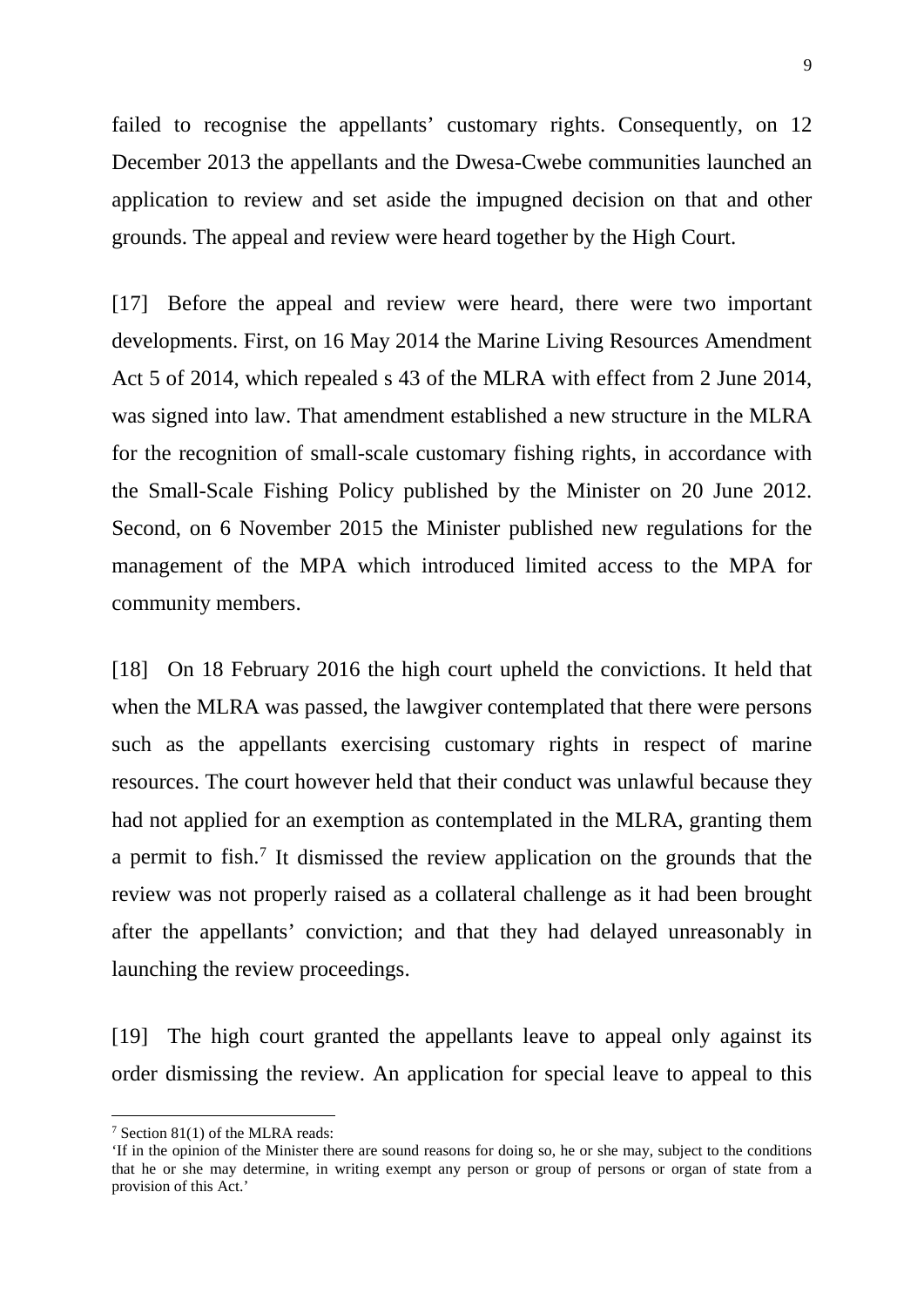failed to recognise the appellants' customary rights. Consequently, on 12 December 2013 the appellants and the Dwesa-Cwebe communities launched an application to review and set aside the impugned decision on that and other grounds. The appeal and review were heard together by the High Court.

[17] Before the appeal and review were heard, there were two important developments. First, on 16 May 2014 the Marine Living Resources Amendment Act 5 of 2014, which repealed s 43 of the MLRA with effect from 2 June 2014, was signed into law. That amendment established a new structure in the MLRA for the recognition of small-scale customary fishing rights, in accordance with the Small-Scale Fishing Policy published by the Minister on 20 June 2012. Second, on 6 November 2015 the Minister published new regulations for the management of the MPA which introduced limited access to the MPA for community members.

[18] On 18 February 2016 the high court upheld the convictions. It held that when the MLRA was passed, the lawgiver contemplated that there were persons such as the appellants exercising customary rights in respect of marine resources. The court however held that their conduct was unlawful because they had not applied for an exemption as contemplated in the MLRA, granting them a permit to fish.[7] It dismissed the review application on the grounds that the review was not properly raised as a collateral challenge as it had been brought after the appellants' conviction; and that they had delayed unreasonably in launching the review proceedings.

[19] The high court granted the appellants leave to appeal only against its order dismissing the review. An application for special leave to appeal to this

---

[7] Section 81(1) of the MLRA reads:
'If in the opinion of the Minister there are sound reasons for doing so, he or she may, subject to the conditions that he or she may determine, in writing exempt any person or group of persons or organ of state from a provision of this Act.'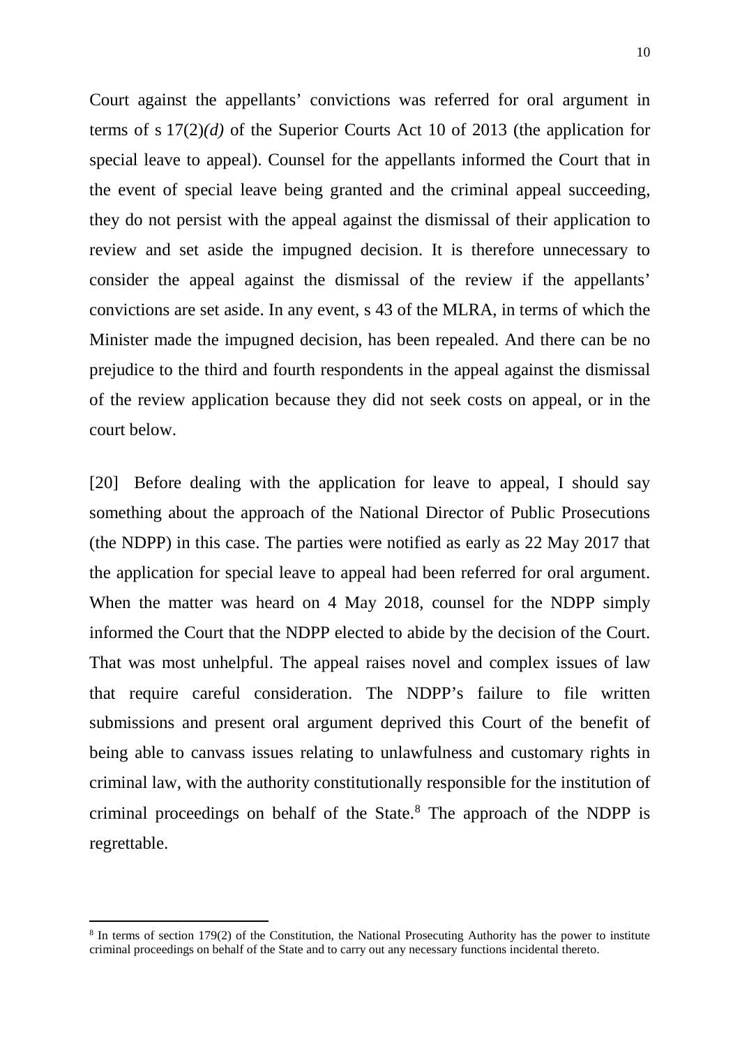Court against the appellants' convictions was referred for oral argument in terms of s 17(2)*(d)* of the Superior Courts Act 10 of 2013 (the application for special leave to appeal). Counsel for the appellants informed the Court that in the event of special leave being granted and the criminal appeal succeeding, they do not persist with the appeal against the dismissal of their application to review and set aside the impugned decision. It is therefore unnecessary to consider the appeal against the dismissal of the review if the appellants' convictions are set aside. In any event, s 43 of the MLRA, in terms of which the Minister made the impugned decision, has been repealed. And there can be no prejudice to the third and fourth respondents in the appeal against the dismissal of the review application because they did not seek costs on appeal, or in the court below.

[20] Before dealing with the application for leave to appeal, I should say something about the approach of the National Director of Public Prosecutions (the NDPP) in this case. The parties were notified as early as 22 May 2017 that the application for special leave to appeal had been referred for oral argument. When the matter was heard on 4 May 2018, counsel for the NDPP simply informed the Court that the NDPP elected to abide by the decision of the Court. That was most unhelpful. The appeal raises novel and complex issues of law that require careful consideration. The NDPP's failure to file written submissions and present oral argument deprived this Court of the benefit of being able to canvass issues relating to unlawfulness and customary rights in criminal law, with the authority constitutionally responsible for the institution of criminal proceedings on behalf of the State.[8] The approach of the NDPP is regrettable.

[8] In terms of section 179(2) of the Constitution, the National Prosecuting Authority has the power to institute criminal proceedings on behalf of the State and to carry out any necessary functions incidental thereto.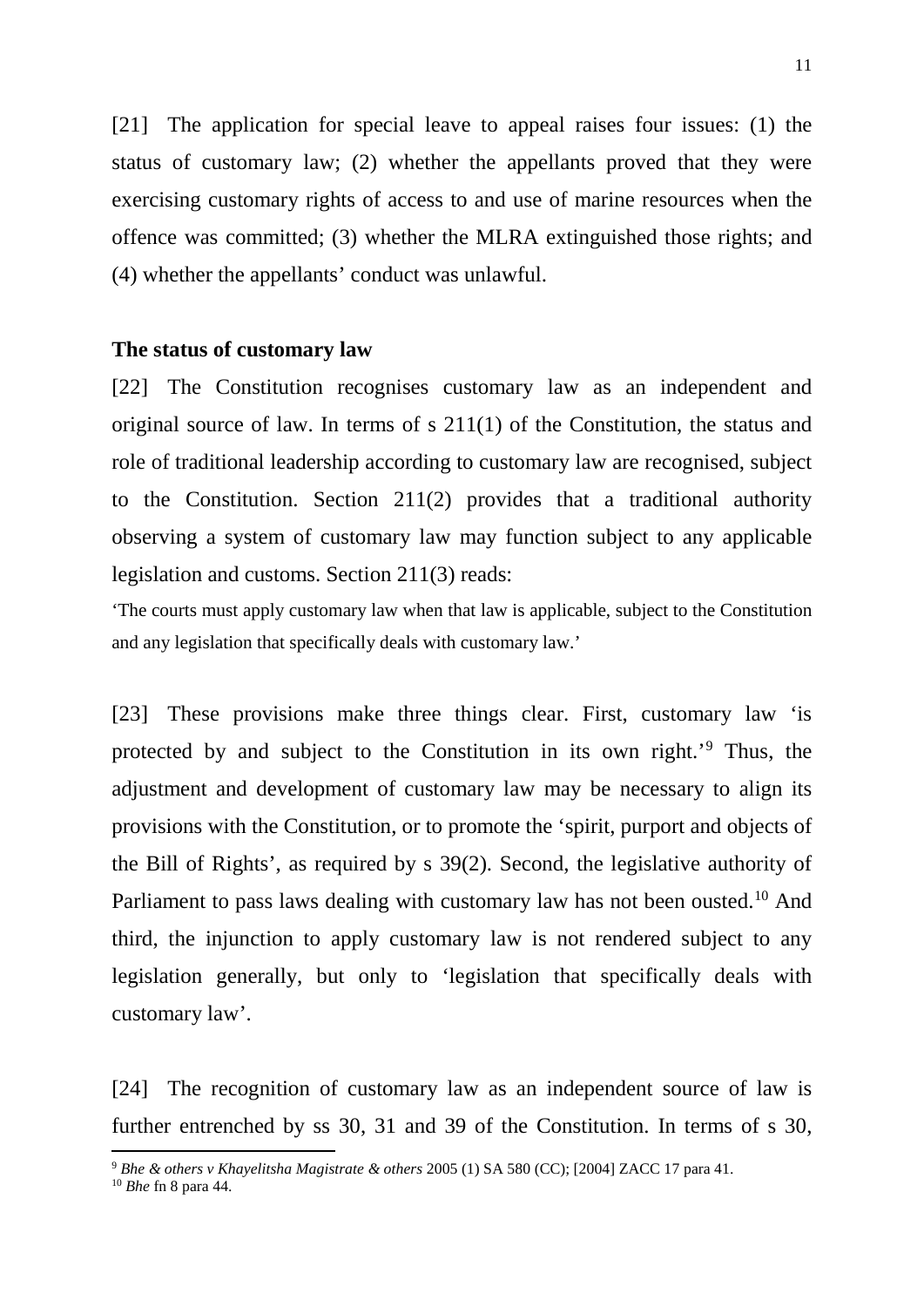[21] The application for special leave to appeal raises four issues: (1) the status of customary law; (2) whether the appellants proved that they were exercising customary rights of access to and use of marine resources when the offence was committed; (3) whether the MLRA extinguished those rights; and (4) whether the appellants' conduct was unlawful.

**The status of customary law**

[22] The Constitution recognises customary law as an independent and original source of law. In terms of s 211(1) of the Constitution, the status and role of traditional leadership according to customary law are recognised, subject to the Constitution. Section 211(2) provides that a traditional authority observing a system of customary law may function subject to any applicable legislation and customs. Section 211(3) reads:

'The courts must apply customary law when that law is applicable, subject to the Constitution and any legislation that specifically deals with customary law.'

[23] These provisions make three things clear. First, customary law 'is protected by and subject to the Constitution in its own right.'[9] Thus, the adjustment and development of customary law may be necessary to align its provisions with the Constitution, or to promote the 'spirit, purport and objects of the Bill of Rights', as required by s 39(2). Second, the legislative authority of Parliament to pass laws dealing with customary law has not been ousted.[10] And third, the injunction to apply customary law is not rendered subject to any legislation generally, but only to 'legislation that specifically deals with customary law'.

[24] The recognition of customary law as an independent source of law is further entrenched by ss 30, 31 and 39 of the Constitution. In terms of s 30,

---

[9] *Bhe & others v Khayelitsha Magistrate & others* 2005 (1) SA 580 (CC); [2004] ZACC 17 para 41.

[10] *Bhe* fn 8 para 44.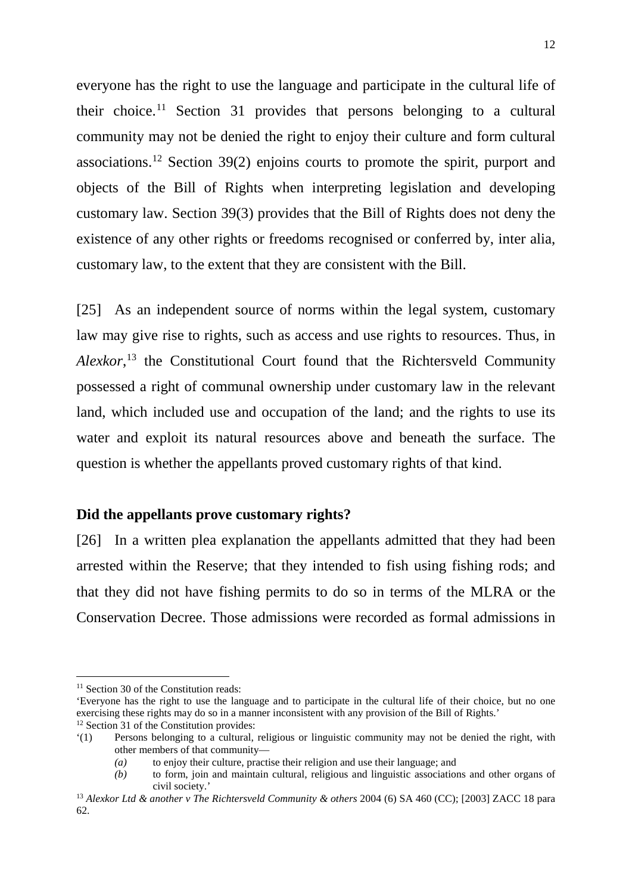everyone has the right to use the language and participate in the cultural life of their choice.[11] Section 31 provides that persons belonging to a cultural community may not be denied the right to enjoy their culture and form cultural associations.[12] Section 39(2) enjoins courts to promote the spirit, purport and objects of the Bill of Rights when interpreting legislation and developing customary law. Section 39(3) provides that the Bill of Rights does not deny the existence of any other rights or freedoms recognised or conferred by, inter alia, customary law, to the extent that they are consistent with the Bill.

[25] As an independent source of norms within the legal system, customary law may give rise to rights, such as access and use rights to resources. Thus, in *Alexkor*,[13] the Constitutional Court found that the Richtersveld Community possessed a right of communal ownership under customary law in the relevant land, which included use and occupation of the land; and the rights to use its water and exploit its natural resources above and beneath the surface. The question is whether the appellants proved customary rights of that kind.

**Did the appellants prove customary rights?**

[26] In a written plea explanation the appellants admitted that they had been arrested within the Reserve; that they intended to fish using fishing rods; and that they did not have fishing permits to do so in terms of the MLRA or the Conservation Decree. Those admissions were recorded as formal admissions in

---

[11] Section 30 of the Constitution reads:
'Everyone has the right to use the language and to participate in the cultural life of their choice, but no one exercising these rights may do so in a manner inconsistent with any provision of the Bill of Rights.'

[12] Section 31 of the Constitution provides:
'(1) Persons belonging to a cultural, religious or linguistic community may not be denied the right, with other members of that community—
*(a)* to enjoy their culture, practise their religion and use their language; and
*(b)* to form, join and maintain cultural, religious and linguistic associations and other organs of civil society.'

[13] *Alexkor Ltd & another v The Richtersveld Community & others* 2004 (6) SA 460 (CC); [2003] ZACC 18 para 62.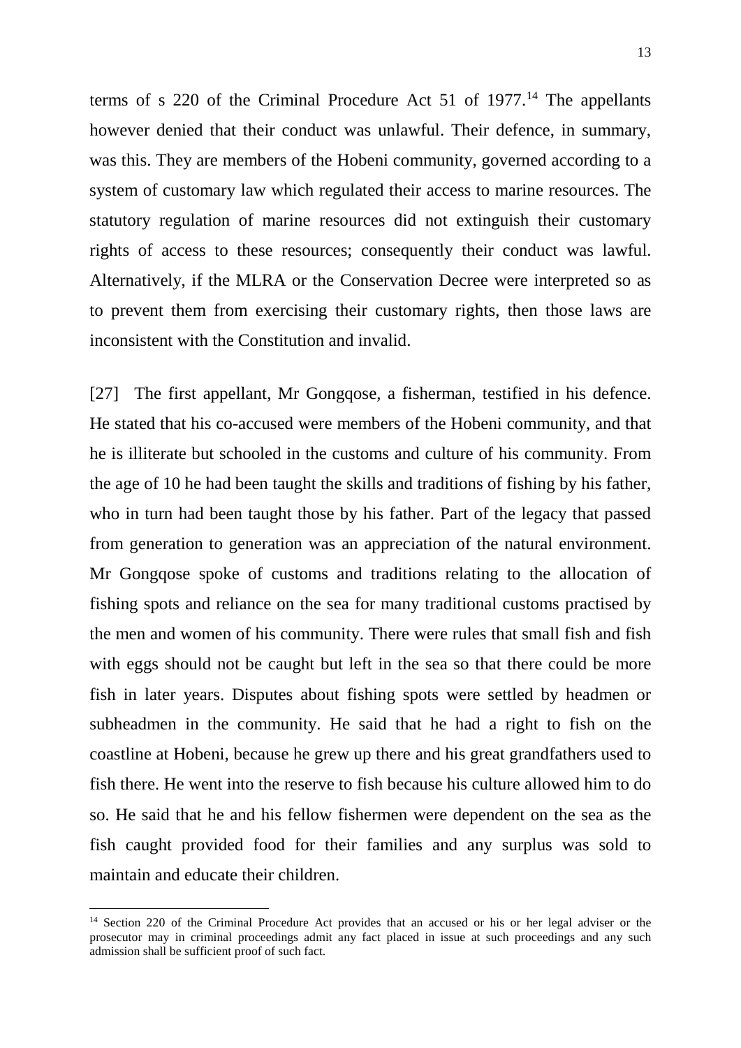terms of s 220 of the Criminal Procedure Act 51 of 1977.[14] The appellants however denied that their conduct was unlawful. Their defence, in summary, was this. They are members of the Hobeni community, governed according to a system of customary law which regulated their access to marine resources. The statutory regulation of marine resources did not extinguish their customary rights of access to these resources; consequently their conduct was lawful. Alternatively, if the MLRA or the Conservation Decree were interpreted so as to prevent them from exercising their customary rights, then those laws are inconsistent with the Constitution and invalid.

[27] The first appellant, Mr Gongqose, a fisherman, testified in his defence. He stated that his co-accused were members of the Hobeni community, and that he is illiterate but schooled in the customs and culture of his community. From the age of 10 he had been taught the skills and traditions of fishing by his father, who in turn had been taught those by his father. Part of the legacy that passed from generation to generation was an appreciation of the natural environment. Mr Gongqose spoke of customs and traditions relating to the allocation of fishing spots and reliance on the sea for many traditional customs practised by the men and women of his community. There were rules that small fish and fish with eggs should not be caught but left in the sea so that there could be more fish in later years. Disputes about fishing spots were settled by headmen or subheadmen in the community. He said that he had a right to fish on the coastline at Hobeni, because he grew up there and his great grandfathers used to fish there. He went into the reserve to fish because his culture allowed him to do so. He said that he and his fellow fishermen were dependent on the sea as the fish caught provided food for their families and any surplus was sold to maintain and educate their children.

---

[14] Section 220 of the Criminal Procedure Act provides that an accused or his or her legal adviser or the prosecutor may in criminal proceedings admit any fact placed in issue at such proceedings and any such admission shall be sufficient proof of such fact.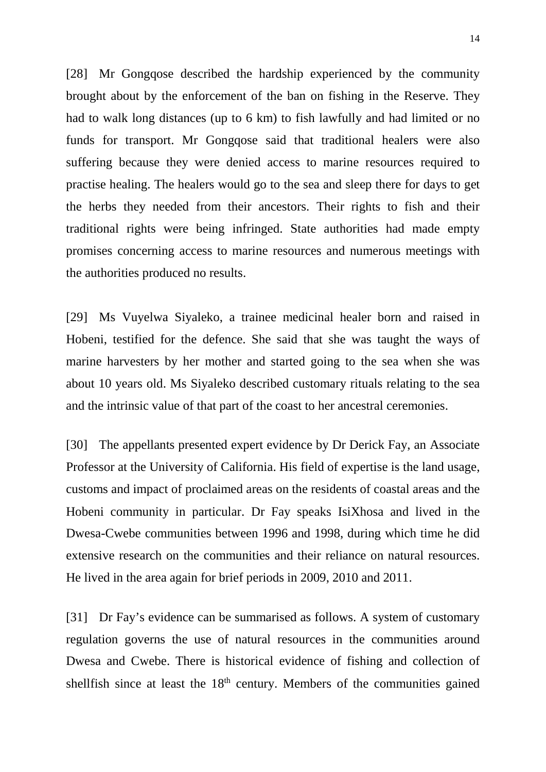[28] Mr Gongqose described the hardship experienced by the community brought about by the enforcement of the ban on fishing in the Reserve. They had to walk long distances (up to 6 km) to fish lawfully and had limited or no funds for transport. Mr Gongqose said that traditional healers were also suffering because they were denied access to marine resources required to practise healing. The healers would go to the sea and sleep there for days to get the herbs they needed from their ancestors. Their rights to fish and their traditional rights were being infringed. State authorities had made empty promises concerning access to marine resources and numerous meetings with the authorities produced no results.

[29] Ms Vuyelwa Siyaleko, a trainee medicinal healer born and raised in Hobeni, testified for the defence. She said that she was taught the ways of marine harvesters by her mother and started going to the sea when she was about 10 years old. Ms Siyaleko described customary rituals relating to the sea and the intrinsic value of that part of the coast to her ancestral ceremonies.

[30] The appellants presented expert evidence by Dr Derick Fay, an Associate Professor at the University of California. His field of expertise is the land usage, customs and impact of proclaimed areas on the residents of coastal areas and the Hobeni community in particular. Dr Fay speaks IsiXhosa and lived in the Dwesa-Cwebe communities between 1996 and 1998, during which time he did extensive research on the communities and their reliance on natural resources. He lived in the area again for brief periods in 2009, 2010 and 2011.

[31] Dr Fay's evidence can be summarised as follows. A system of customary regulation governs the use of natural resources in the communities around Dwesa and Cwebe. There is historical evidence of fishing and collection of shellfish since at least the 18th century. Members of the communities gained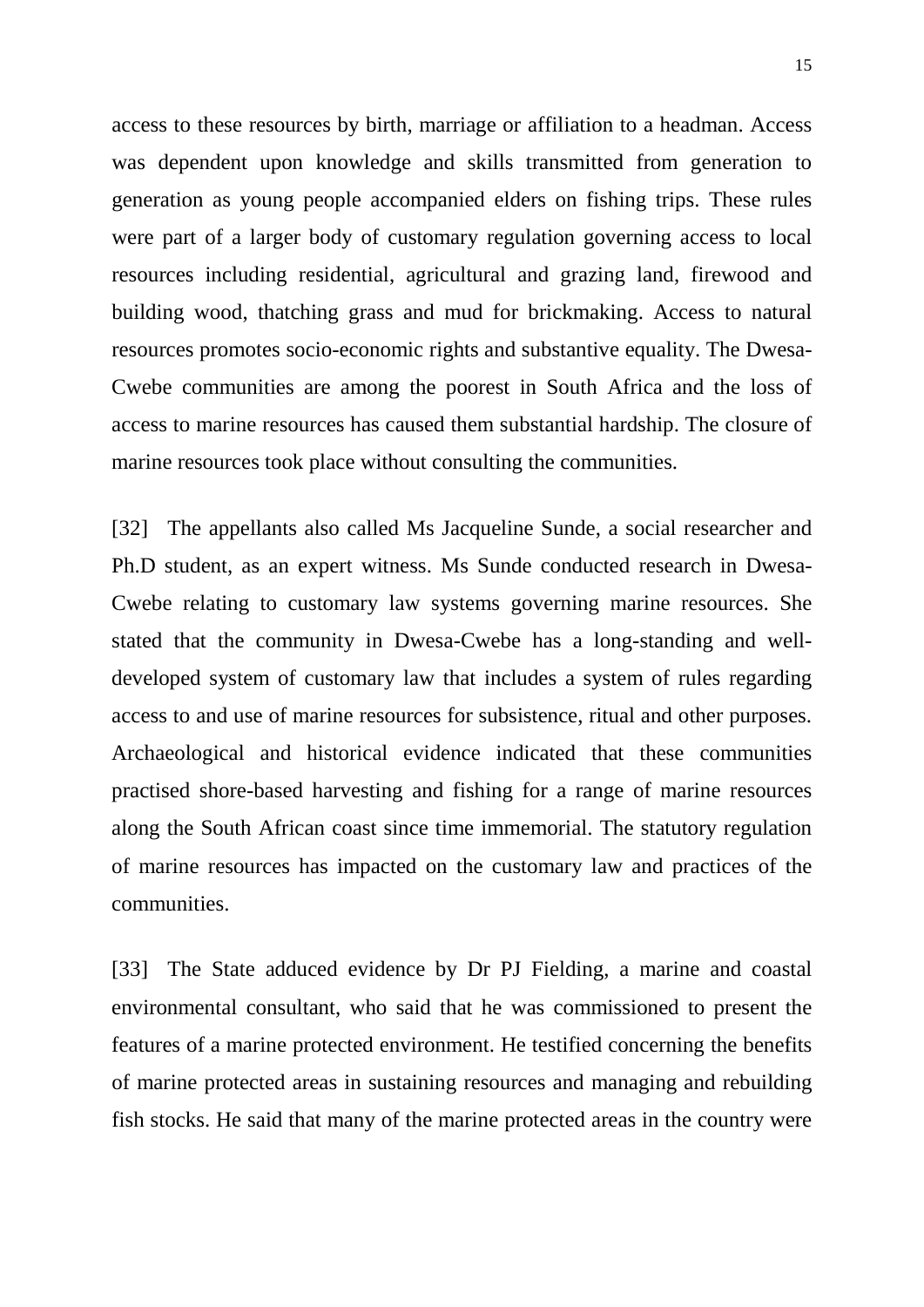access to these resources by birth, marriage or affiliation to a headman. Access was dependent upon knowledge and skills transmitted from generation to generation as young people accompanied elders on fishing trips. These rules were part of a larger body of customary regulation governing access to local resources including residential, agricultural and grazing land, firewood and building wood, thatching grass and mud for brickmaking. Access to natural resources promotes socio-economic rights and substantive equality. The Dwesa-Cwebe communities are among the poorest in South Africa and the loss of access to marine resources has caused them substantial hardship. The closure of marine resources took place without consulting the communities.

[32] The appellants also called Ms Jacqueline Sunde, a social researcher and Ph.D student, as an expert witness. Ms Sunde conducted research in Dwesa-Cwebe relating to customary law systems governing marine resources. She stated that the community in Dwesa-Cwebe has a long-standing and well-developed system of customary law that includes a system of rules regarding access to and use of marine resources for subsistence, ritual and other purposes. Archaeological and historical evidence indicated that these communities practised shore-based harvesting and fishing for a range of marine resources along the South African coast since time immemorial. The statutory regulation of marine resources has impacted on the customary law and practices of the communities.

[33] The State adduced evidence by Dr PJ Fielding, a marine and coastal environmental consultant, who said that he was commissioned to present the features of a marine protected environment. He testified concerning the benefits of marine protected areas in sustaining resources and managing and rebuilding fish stocks. He said that many of the marine protected areas in the country were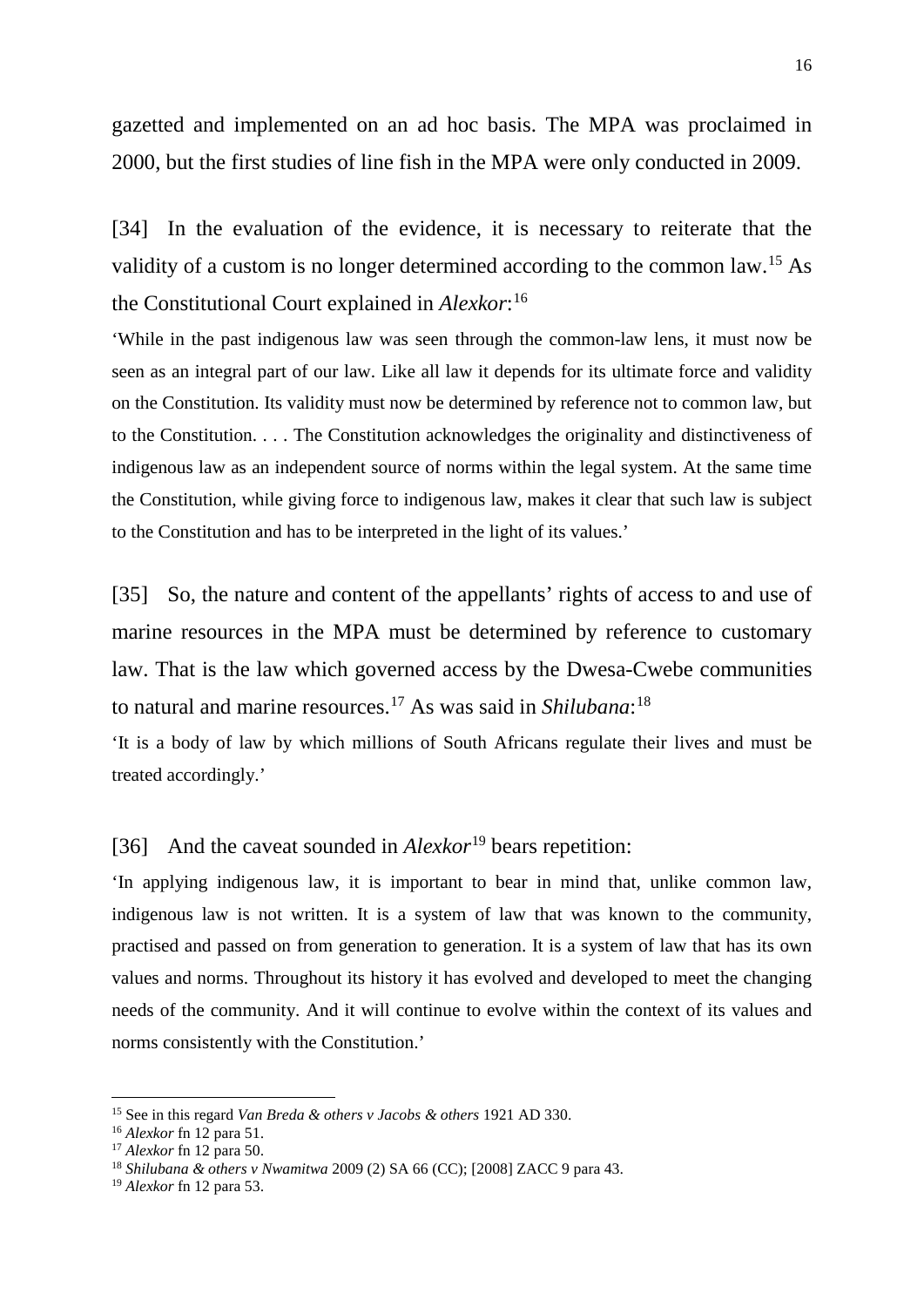gazetted and implemented on an ad hoc basis. The MPA was proclaimed in 2000, but the first studies of line fish in the MPA were only conducted in 2009.

[34] In the evaluation of the evidence, it is necessary to reiterate that the validity of a custom is no longer determined according to the common law.[15] As the Constitutional Court explained in *Alexkor*:[16]

'While in the past indigenous law was seen through the common-law lens, it must now be seen as an integral part of our law. Like all law it depends for its ultimate force and validity on the Constitution. Its validity must now be determined by reference not to common law, but to the Constitution. . . . The Constitution acknowledges the originality and distinctiveness of indigenous law as an independent source of norms within the legal system. At the same time the Constitution, while giving force to indigenous law, makes it clear that such law is subject to the Constitution and has to be interpreted in the light of its values.'

[35] So, the nature and content of the appellants' rights of access to and use of marine resources in the MPA must be determined by reference to customary law. That is the law which governed access by the Dwesa-Cwebe communities to natural and marine resources.[17] As was said in *Shilubana*:[18]

'It is a body of law by which millions of South Africans regulate their lives and must be treated accordingly.'

[36] And the caveat sounded in *Alexkor*[19] bears repetition:

'In applying indigenous law, it is important to bear in mind that, unlike common law, indigenous law is not written. It is a system of law that was known to the community, practised and passed on from generation to generation. It is a system of law that has its own values and norms. Throughout its history it has evolved and developed to meet the changing needs of the community. And it will continue to evolve within the context of its values and norms consistently with the Constitution.'

---

[15] See in this regard *Van Breda & others v Jacobs & others* 1921 AD 330.

[16] *Alexkor* fn 12 para 51.

[17] *Alexkor* fn 12 para 50.

[18] *Shilubana & others v Nwamitwa* 2009 (2) SA 66 (CC); [2008] ZACC 9 para 43.

[19] *Alexkor* fn 12 para 53.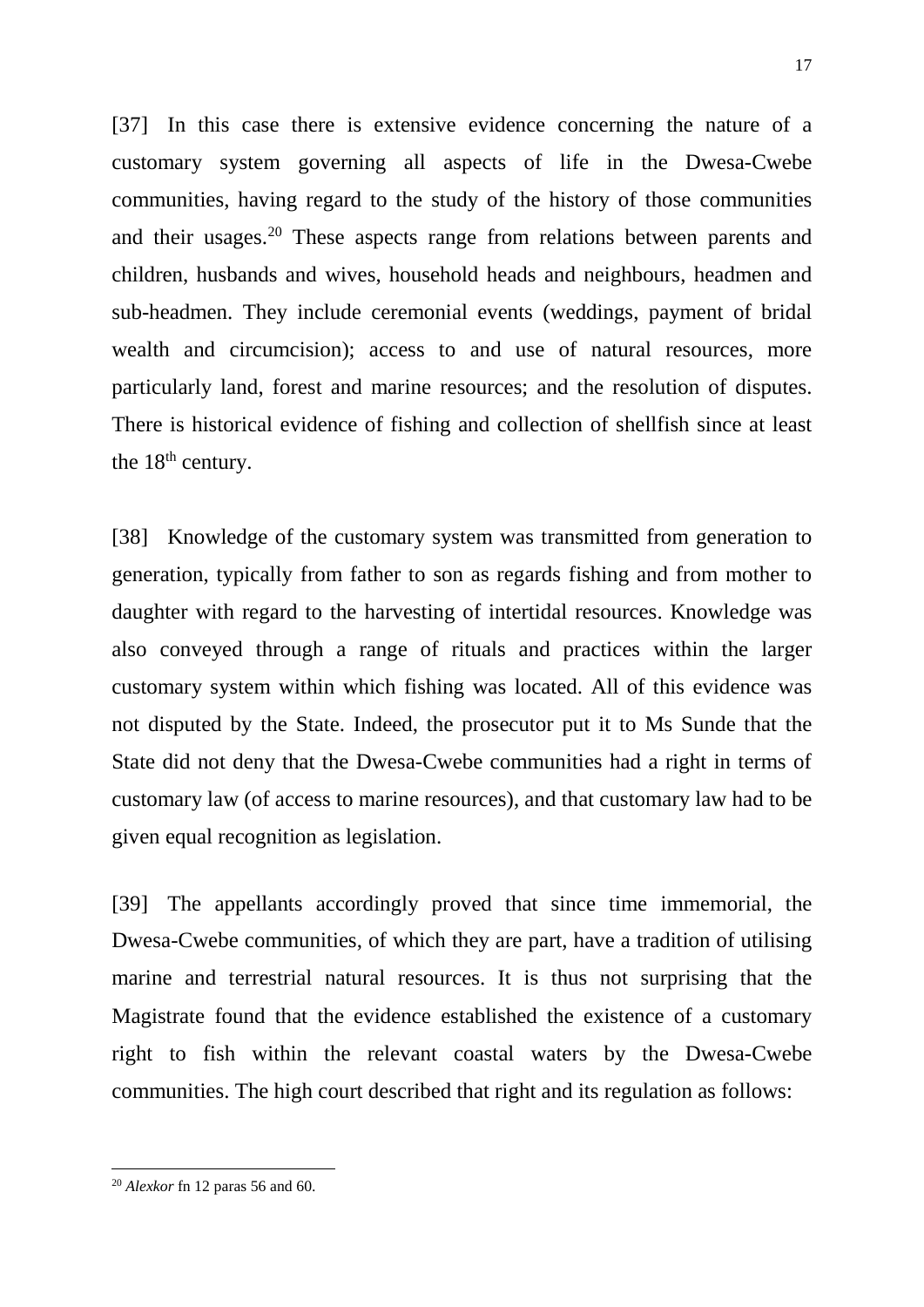[37] In this case there is extensive evidence concerning the nature of a customary system governing all aspects of life in the Dwesa-Cwebe communities, having regard to the study of the history of those communities and their usages.[20] These aspects range from relations between parents and children, husbands and wives, household heads and neighbours, headmen and sub-headmen. They include ceremonial events (weddings, payment of bridal wealth and circumcision); access to and use of natural resources, more particularly land, forest and marine resources; and the resolution of disputes. There is historical evidence of fishing and collection of shellfish since at least the 18th century.

[38] Knowledge of the customary system was transmitted from generation to generation, typically from father to son as regards fishing and from mother to daughter with regard to the harvesting of intertidal resources. Knowledge was also conveyed through a range of rituals and practices within the larger customary system within which fishing was located. All of this evidence was not disputed by the State. Indeed, the prosecutor put it to Ms Sunde that the State did not deny that the Dwesa-Cwebe communities had a right in terms of customary law (of access to marine resources), and that customary law had to be given equal recognition as legislation.

[39] The appellants accordingly proved that since time immemorial, the Dwesa-Cwebe communities, of which they are part, have a tradition of utilising marine and terrestrial natural resources. It is thus not surprising that the Magistrate found that the evidence established the existence of a customary right to fish within the relevant coastal waters by the Dwesa-Cwebe communities. The high court described that right and its regulation as follows:

---

[20] *Alexkor* fn 12 paras 56 and 60.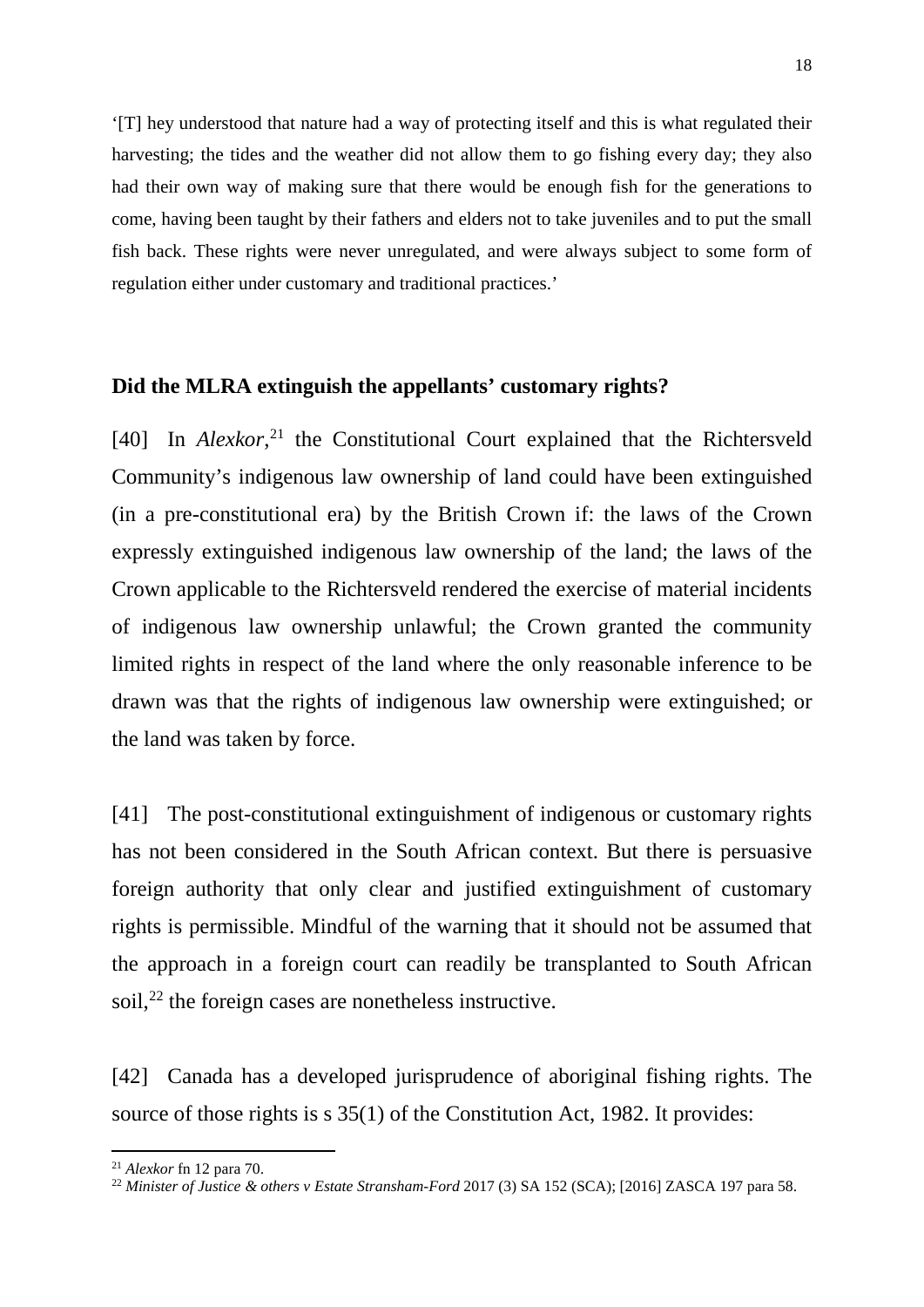'[T] hey understood that nature had a way of protecting itself and this is what regulated their harvesting; the tides and the weather did not allow them to go fishing every day; they also had their own way of making sure that there would be enough fish for the generations to come, having been taught by their fathers and elders not to take juveniles and to put the small fish back. These rights were never unregulated, and were always subject to some form of regulation either under customary and traditional practices.'

**Did the MLRA extinguish the appellants' customary rights?**

[40] In *Alexkor*,[21] the Constitutional Court explained that the Richtersveld Community's indigenous law ownership of land could have been extinguished (in a pre-constitutional era) by the British Crown if: the laws of the Crown expressly extinguished indigenous law ownership of the land; the laws of the Crown applicable to the Richtersveld rendered the exercise of material incidents of indigenous law ownership unlawful; the Crown granted the community limited rights in respect of the land where the only reasonable inference to be drawn was that the rights of indigenous law ownership were extinguished; or the land was taken by force.

[41] The post-constitutional extinguishment of indigenous or customary rights has not been considered in the South African context. But there is persuasive foreign authority that only clear and justified extinguishment of customary rights is permissible. Mindful of the warning that it should not be assumed that the approach in a foreign court can readily be transplanted to South African soil,[22] the foreign cases are nonetheless instructive.

[42] Canada has a developed jurisprudence of aboriginal fishing rights. The source of those rights is s 35(1) of the Constitution Act, 1982. It provides:

---

[21] *Alexkor* fn 12 para 70.

[22] *Minister of Justice & others v Estate Stransham-Ford* 2017 (3) SA 152 (SCA); [2016] ZASCA 197 para 58.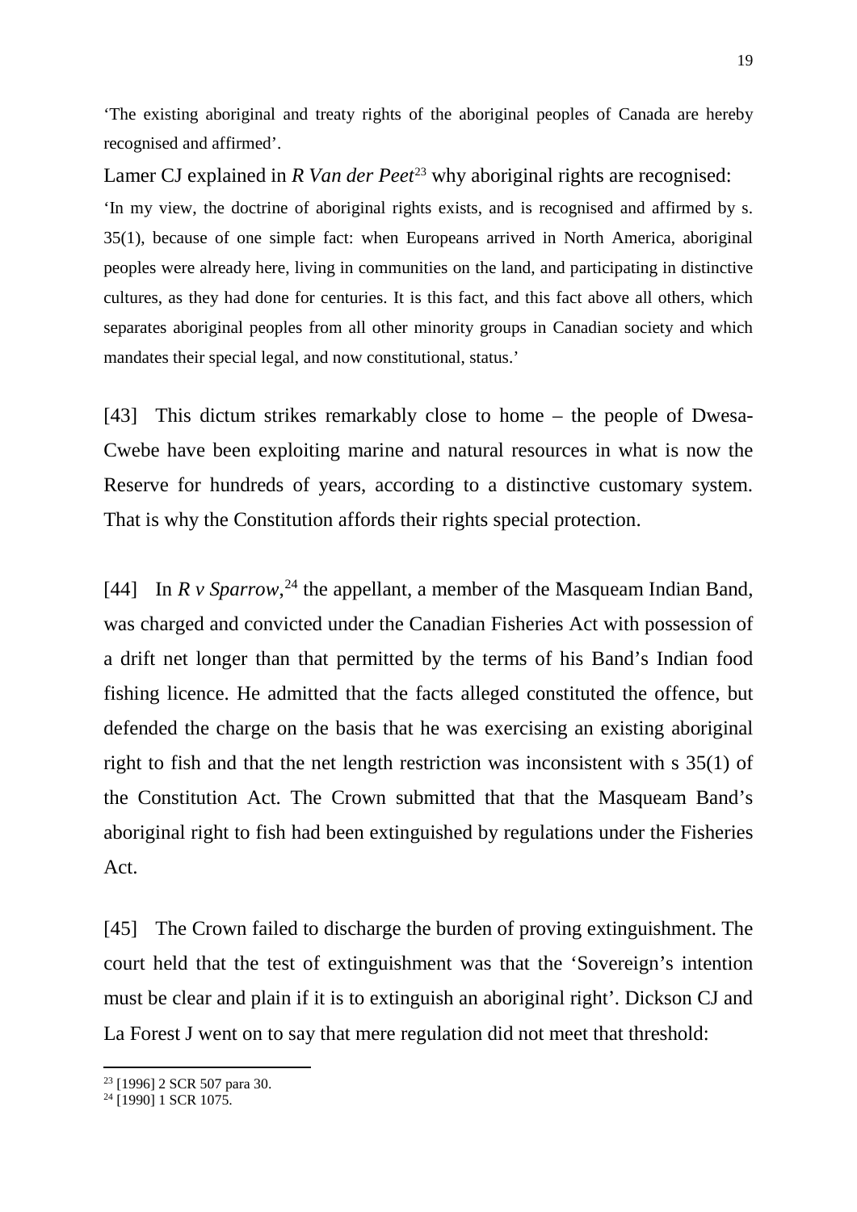'The existing aboriginal and treaty rights of the aboriginal peoples of Canada are hereby recognised and affirmed'.

Lamer CJ explained in *R Van der Peet*[23] why aboriginal rights are recognised:

> 'In my view, the doctrine of aboriginal rights exists, and is recognised and affirmed by s. 35(1), because of one simple fact: when Europeans arrived in North America, aboriginal peoples were already here, living in communities on the land, and participating in distinctive cultures, as they had done for centuries. It is this fact, and this fact above all others, which separates aboriginal peoples from all other minority groups in Canadian society and which mandates their special legal, and now constitutional, status.'

[43] This dictum strikes remarkably close to home – the people of Dwesa-Cwebe have been exploiting marine and natural resources in what is now the Reserve for hundreds of years, according to a distinctive customary system. That is why the Constitution affords their rights special protection.

[44] In *R v Sparrow*,[24] the appellant, a member of the Masqueam Indian Band, was charged and convicted under the Canadian Fisheries Act with possession of a drift net longer than that permitted by the terms of his Band's Indian food fishing licence. He admitted that the facts alleged constituted the offence, but defended the charge on the basis that he was exercising an existing aboriginal right to fish and that the net length restriction was inconsistent with s 35(1) of the Constitution Act. The Crown submitted that that the Masqueam Band's aboriginal right to fish had been extinguished by regulations under the Fisheries Act.

[45] The Crown failed to discharge the burden of proving extinguishment. The court held that the test of extinguishment was that the 'Sovereign's intention must be clear and plain if it is to extinguish an aboriginal right'. Dickson CJ and La Forest J went on to say that mere regulation did not meet that threshold:

---

[23] [1996] 2 SCR 507 para 30.

[24] [1990] 1 SCR 1075.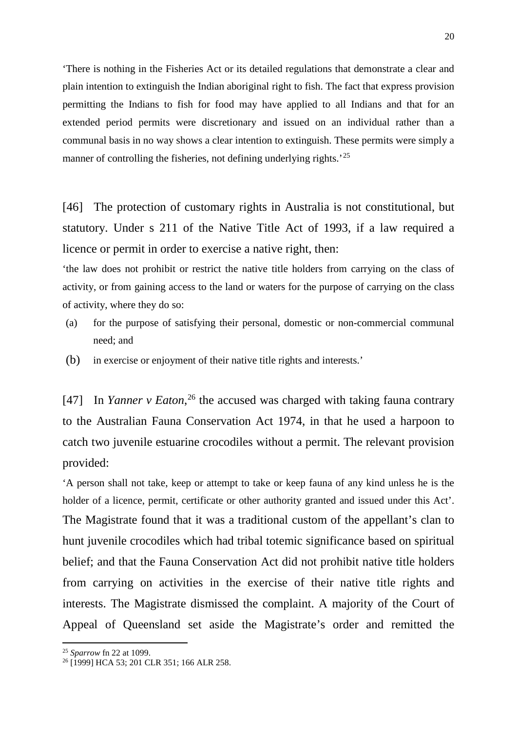'There is nothing in the Fisheries Act or its detailed regulations that demonstrate a clear and plain intention to extinguish the Indian aboriginal right to fish. The fact that express provision permitting the Indians to fish for food may have applied to all Indians and that for an extended period permits were discretionary and issued on an individual rather than a communal basis in no way shows a clear intention to extinguish. These permits were simply a manner of controlling the fisheries, not defining underlying rights.'[25]

[46] The protection of customary rights in Australia is not constitutional, but statutory. Under s 211 of the Native Title Act of 1993, if a law required a licence or permit in order to exercise a native right, then:

'the law does not prohibit or restrict the native title holders from carrying on the class of activity, or from gaining access to the land or waters for the purpose of carrying on the class of activity, where they do so:

(a) for the purpose of satisfying their personal, domestic or non-commercial communal need; and

(b) in exercise or enjoyment of their native title rights and interests.'

[47] In *Yanner v Eaton*,[26] the accused was charged with taking fauna contrary to the Australian Fauna Conservation Act 1974, in that he used a harpoon to catch two juvenile estuarine crocodiles without a permit. The relevant provision provided:

'A person shall not take, keep or attempt to take or keep fauna of any kind unless he is the holder of a licence, permit, certificate or other authority granted and issued under this Act'.

The Magistrate found that it was a traditional custom of the appellant's clan to hunt juvenile crocodiles which had tribal totemic significance based on spiritual belief; and that the Fauna Conservation Act did not prohibit native title holders from carrying on activities in the exercise of their native title rights and interests. The Magistrate dismissed the complaint. A majority of the Court of Appeal of Queensland set aside the Magistrate's order and remitted the

[25] *Sparrow* fn 22 at 1099.

[26] [1999] HCA 53; 201 CLR 351; 166 ALR 258.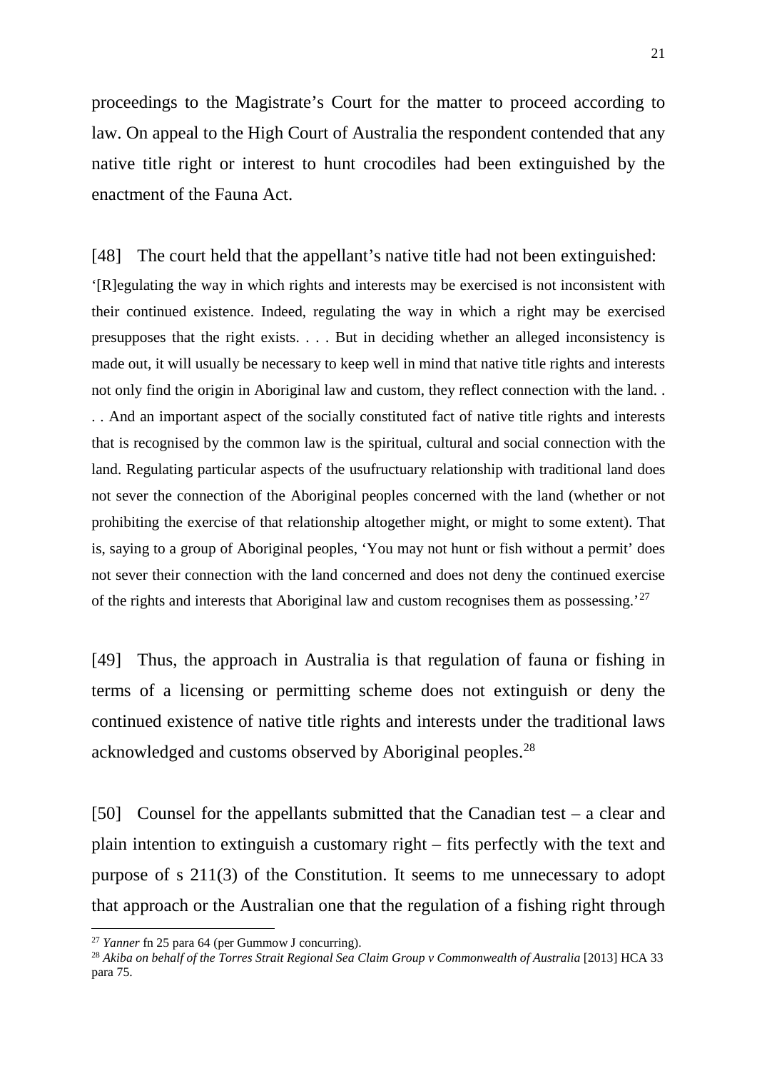proceedings to the Magistrate's Court for the matter to proceed according to law. On appeal to the High Court of Australia the respondent contended that any native title right or interest to hunt crocodiles had been extinguished by the enactment of the Fauna Act.

[48] The court held that the appellant's native title had not been extinguished:

> '[R]egulating the way in which rights and interests may be exercised is not inconsistent with their continued existence. Indeed, regulating the way in which a right may be exercised presupposes that the right exists. . . . But in deciding whether an alleged inconsistency is made out, it will usually be necessary to keep well in mind that native title rights and interests not only find the origin in Aboriginal law and custom, they reflect connection with the land. . . . And an important aspect of the socially constituted fact of native title rights and interests that is recognised by the common law is the spiritual, cultural and social connection with the land. Regulating particular aspects of the usufructuary relationship with traditional land does not sever the connection of the Aboriginal peoples concerned with the land (whether or not prohibiting the exercise of that relationship altogether might, or might to some extent). That is, saying to a group of Aboriginal peoples, 'You may not hunt or fish without a permit' does not sever their connection with the land concerned and does not deny the continued exercise of the rights and interests that Aboriginal law and custom recognises them as possessing.'[27]

[49] Thus, the approach in Australia is that regulation of fauna or fishing in terms of a licensing or permitting scheme does not extinguish or deny the continued existence of native title rights and interests under the traditional laws acknowledged and customs observed by Aboriginal peoples.[28]

[50] Counsel for the appellants submitted that the Canadian test – a clear and plain intention to extinguish a customary right – fits perfectly with the text and purpose of s 211(3) of the Constitution. It seems to me unnecessary to adopt that approach or the Australian one that the regulation of a fishing right through

---

[27] *Yanner* fn 25 para 64 (per Gummow J concurring).

[28] *Akiba on behalf of the Torres Strait Regional Sea Claim Group v Commonwealth of Australia* [2013] HCA 33 para 75.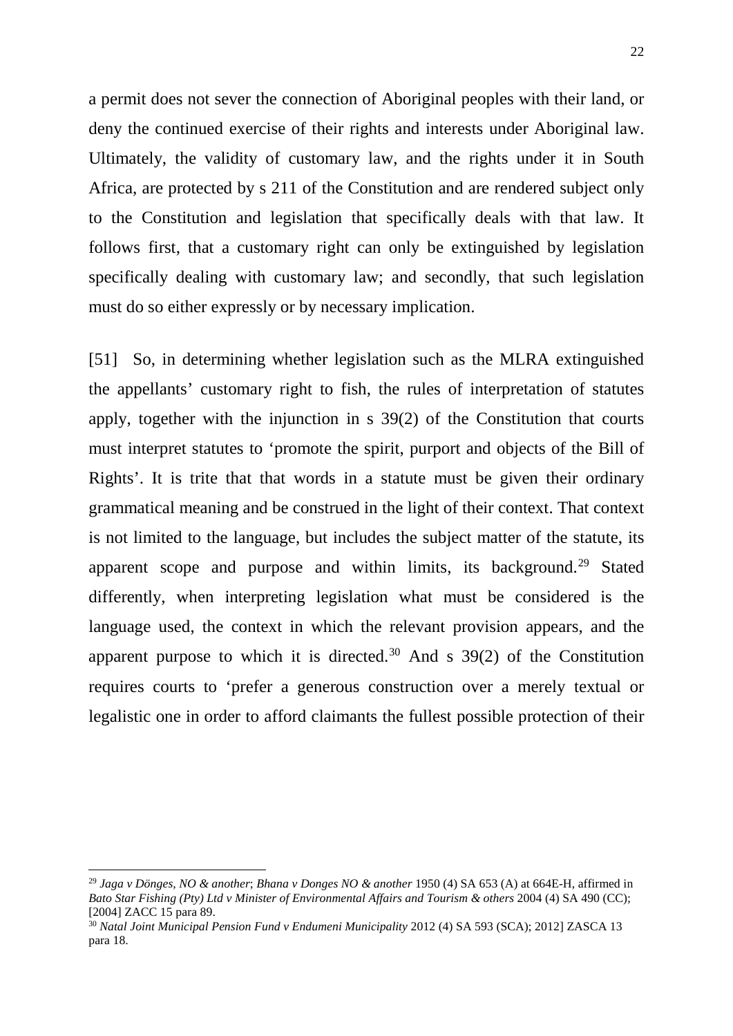a permit does not sever the connection of Aboriginal peoples with their land, or deny the continued exercise of their rights and interests under Aboriginal law. Ultimately, the validity of customary law, and the rights under it in South Africa, are protected by s 211 of the Constitution and are rendered subject only to the Constitution and legislation that specifically deals with that law. It follows first, that a customary right can only be extinguished by legislation specifically dealing with customary law; and secondly, that such legislation must do so either expressly or by necessary implication.

[51] So, in determining whether legislation such as the MLRA extinguished the appellants' customary right to fish, the rules of interpretation of statutes apply, together with the injunction in s 39(2) of the Constitution that courts must interpret statutes to 'promote the spirit, purport and objects of the Bill of Rights'. It is trite that that words in a statute must be given their ordinary grammatical meaning and be construed in the light of their context. That context is not limited to the language, but includes the subject matter of the statute, its apparent scope and purpose and within limits, its background.[29] Stated differently, when interpreting legislation what must be considered is the language used, the context in which the relevant provision appears, and the apparent purpose to which it is directed.[30] And s 39(2) of the Constitution requires courts to 'prefer a generous construction over a merely textual or legalistic one in order to afford claimants the fullest possible protection of their

---

[29] *Jaga v Dönges, NO & another*; *Bhana v Donges NO & another* 1950 (4) SA 653 (A) at 664E-H, affirmed in *Bato Star Fishing (Pty) Ltd v Minister of Environmental Affairs and Tourism & others* 2004 (4) SA 490 (CC); [2004] ZACC 15 para 89.

[30] *Natal Joint Municipal Pension Fund v Endumeni Municipality* 2012 (4) SA 593 (SCA); 2012] ZASCA 13 para 18.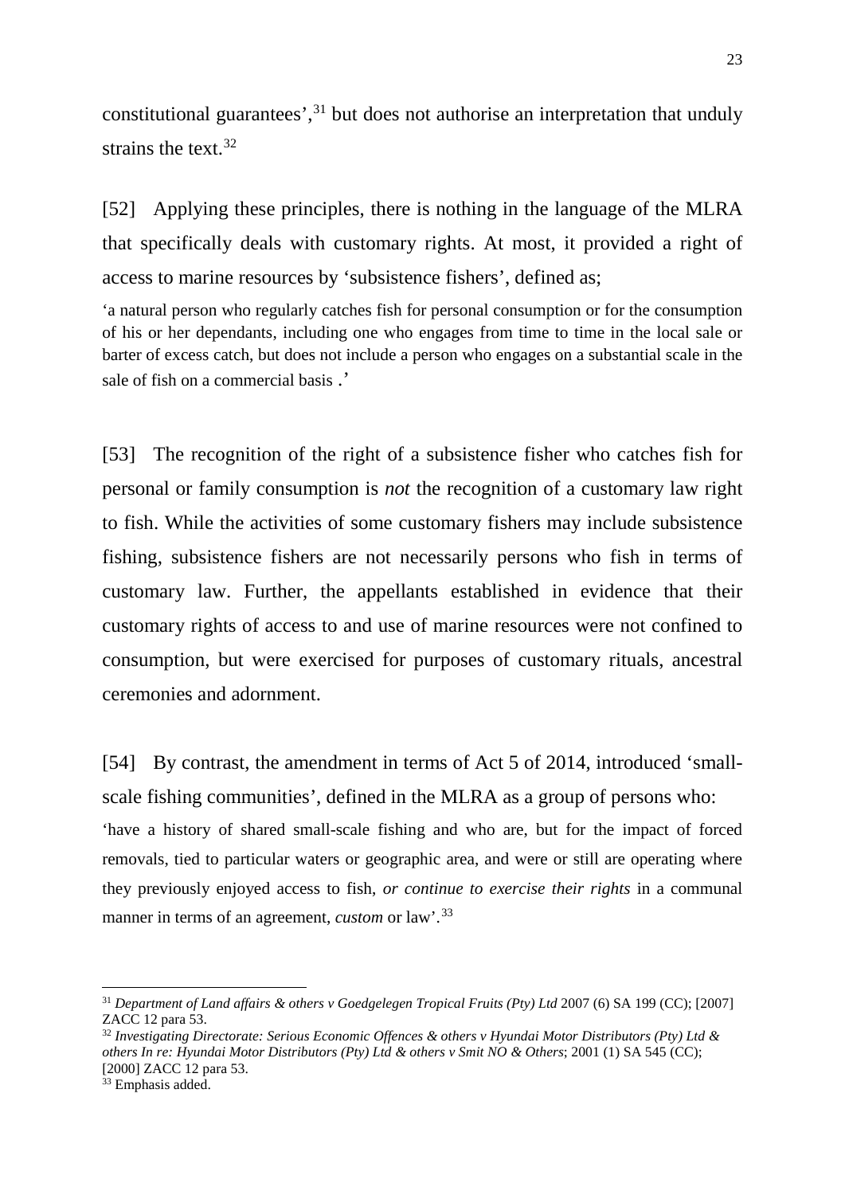constitutional guarantees',[31] but does not authorise an interpretation that unduly strains the text.[32]

[52] Applying these principles, there is nothing in the language of the MLRA that specifically deals with customary rights. At most, it provided a right of access to marine resources by 'subsistence fishers', defined as;

> 'a natural person who regularly catches fish for personal consumption or for the consumption of his or her dependants, including one who engages from time to time in the local sale or barter of excess catch, but does not include a person who engages on a substantial scale in the sale of fish on a commercial basis .'

[53] The recognition of the right of a subsistence fisher who catches fish for personal or family consumption is *not* the recognition of a customary law right to fish. While the activities of some customary fishers may include subsistence fishing, subsistence fishers are not necessarily persons who fish in terms of customary law. Further, the appellants established in evidence that their customary rights of access to and use of marine resources were not confined to consumption, but were exercised for purposes of customary rituals, ancestral ceremonies and adornment.

[54] By contrast, the amendment in terms of Act 5 of 2014, introduced 'small-scale fishing communities', defined in the MLRA as a group of persons who:

> 'have a history of shared small-scale fishing and who are, but for the impact of forced removals, tied to particular waters or geographic area, and were or still are operating where they previously enjoyed access to fish, *or continue to exercise their rights* in a communal manner in terms of an agreement, *custom* or law'.[33]

---

[31] *Department of Land affairs & others v Goedgelegen Tropical Fruits (Pty) Ltd* 2007 (6) SA 199 (CC); [2007] ZACC 12 para 53.

[32] *Investigating Directorate: Serious Economic Offences & others v Hyundai Motor Distributors (Pty) Ltd & others In re: Hyundai Motor Distributors (Pty) Ltd & others v Smit NO & Others*; 2001 (1) SA 545 (CC); [2000] ZACC 12 para 53.

[33] Emphasis added.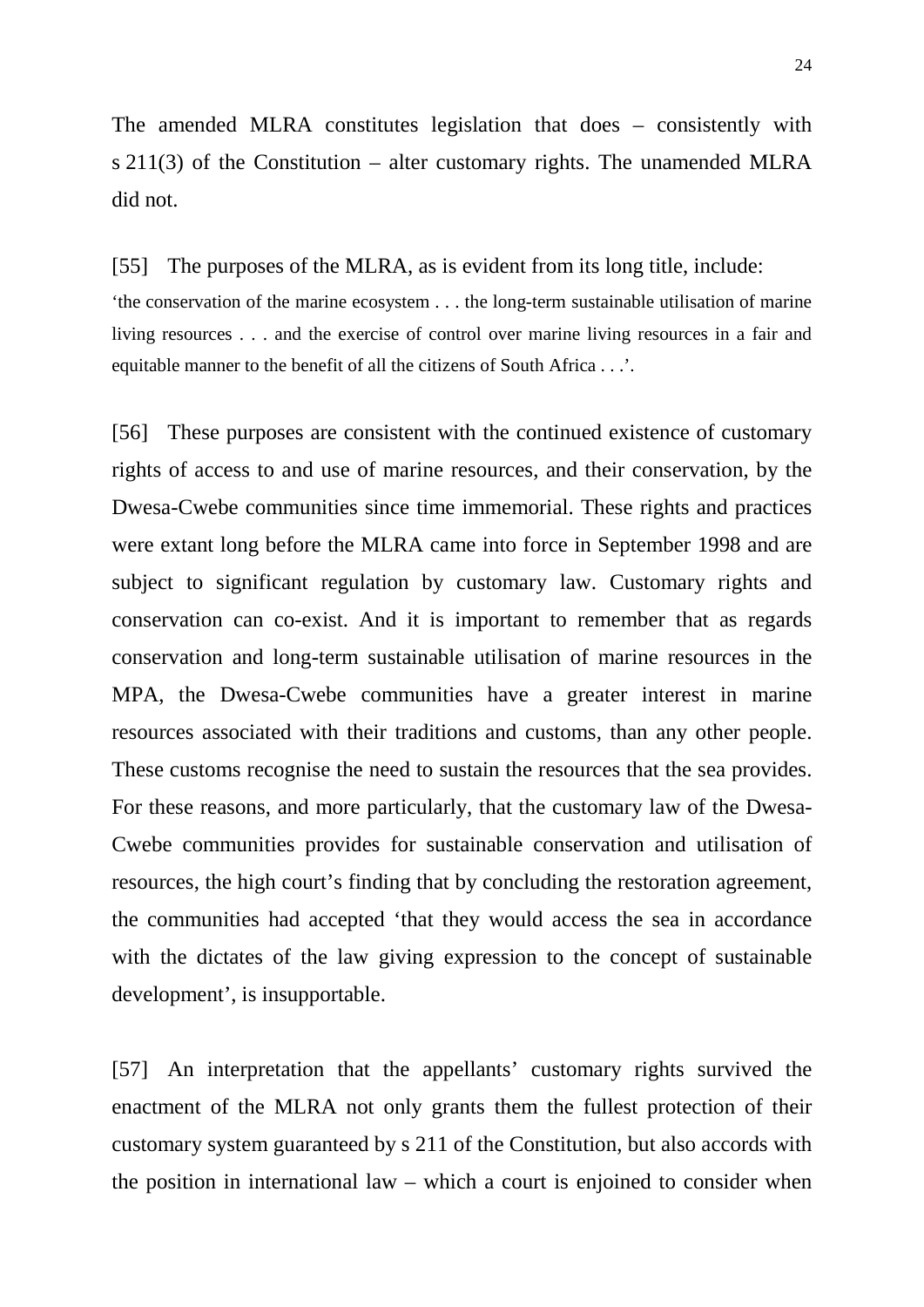The amended MLRA constitutes legislation that does – consistently with s 211(3) of the Constitution – alter customary rights. The unamended MLRA did not.

[55] The purposes of the MLRA, as is evident from its long title, include:

> 'the conservation of the marine ecosystem . . . the long-term sustainable utilisation of marine living resources . . . and the exercise of control over marine living resources in a fair and equitable manner to the benefit of all the citizens of South Africa . . .'.

[56] These purposes are consistent with the continued existence of customary rights of access to and use of marine resources, and their conservation, by the Dwesa-Cwebe communities since time immemorial. These rights and practices were extant long before the MLRA came into force in September 1998 and are subject to significant regulation by customary law. Customary rights and conservation can co-exist. And it is important to remember that as regards conservation and long-term sustainable utilisation of marine resources in the MPA, the Dwesa-Cwebe communities have a greater interest in marine resources associated with their traditions and customs, than any other people. These customs recognise the need to sustain the resources that the sea provides. For these reasons, and more particularly, that the customary law of the Dwesa-Cwebe communities provides for sustainable conservation and utilisation of resources, the high court's finding that by concluding the restoration agreement, the communities had accepted 'that they would access the sea in accordance with the dictates of the law giving expression to the concept of sustainable development', is insupportable.

[57] An interpretation that the appellants' customary rights survived the enactment of the MLRA not only grants them the fullest protection of their customary system guaranteed by s 211 of the Constitution, but also accords with the position in international law – which a court is enjoined to consider when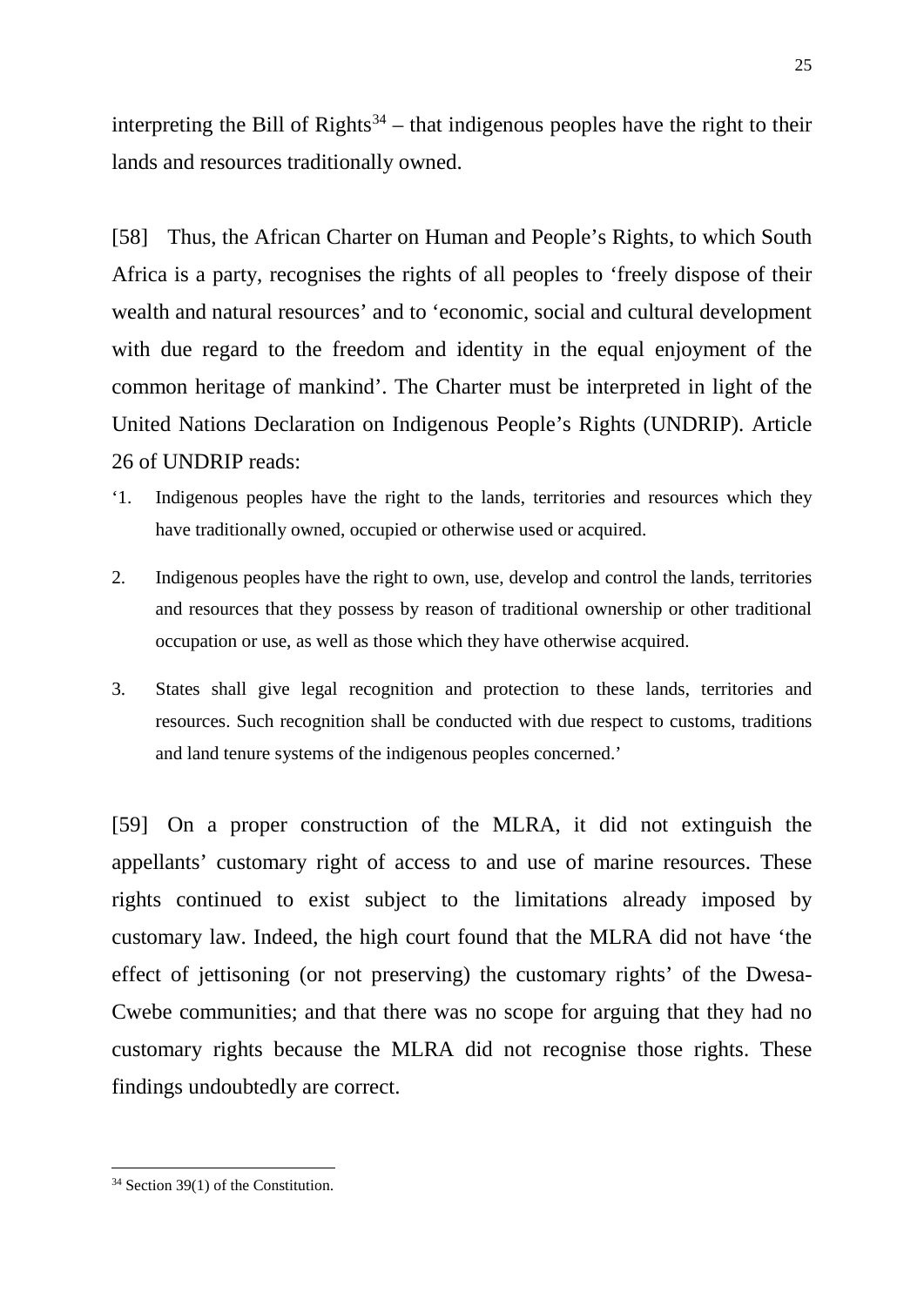interpreting the Bill of Rights[34] – that indigenous peoples have the right to their lands and resources traditionally owned.

[58] Thus, the African Charter on Human and People's Rights, to which South Africa is a party, recognises the rights of all peoples to 'freely dispose of their wealth and natural resources' and to 'economic, social and cultural development with due regard to the freedom and identity in the equal enjoyment of the common heritage of mankind'. The Charter must be interpreted in light of the United Nations Declaration on Indigenous People's Rights (UNDRIP). Article 26 of UNDRIP reads:

> '1. Indigenous peoples have the right to the lands, territories and resources which they have traditionally owned, occupied or otherwise used or acquired.
>
> 2. Indigenous peoples have the right to own, use, develop and control the lands, territories and resources that they possess by reason of traditional ownership or other traditional occupation or use, as well as those which they have otherwise acquired.
>
> 3. States shall give legal recognition and protection to these lands, territories and resources. Such recognition shall be conducted with due respect to customs, traditions and land tenure systems of the indigenous peoples concerned.'

[59] On a proper construction of the MLRA, it did not extinguish the appellants' customary right of access to and use of marine resources. These rights continued to exist subject to the limitations already imposed by customary law. Indeed, the high court found that the MLRA did not have 'the effect of jettisoning (or not preserving) the customary rights' of the Dwesa-Cwebe communities; and that there was no scope for arguing that they had no customary rights because the MLRA did not recognise those rights. These findings undoubtedly are correct.

---

[34] Section 39(1) of the Constitution.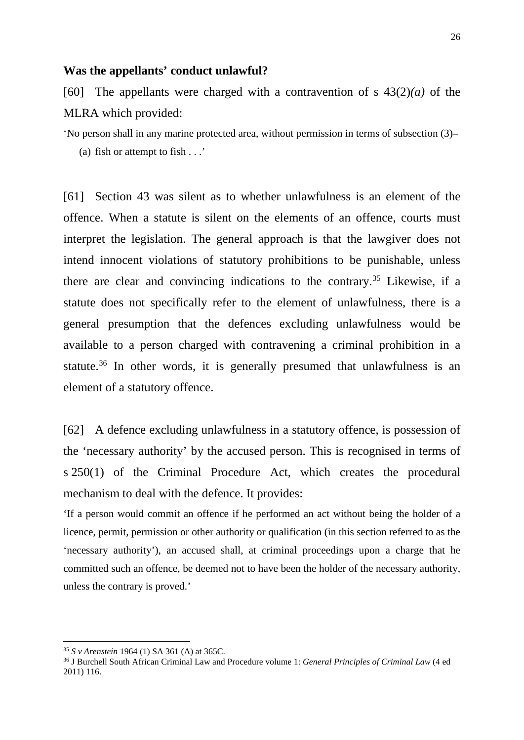**Was the appellants' conduct unlawful?**

[60] The appellants were charged with a contravention of s 43(2)*(a)* of the MLRA which provided:

'No person shall in any marine protected area, without permission in terms of subsection (3)–

(a) fish or attempt to fish . . .'

[61] Section 43 was silent as to whether unlawfulness is an element of the offence. When a statute is silent on the elements of an offence, courts must interpret the legislation. The general approach is that the lawgiver does not intend innocent violations of statutory prohibitions to be punishable, unless there are clear and convincing indications to the contrary.[35] Likewise, if a statute does not specifically refer to the element of unlawfulness, there is a general presumption that the defences excluding unlawfulness would be available to a person charged with contravening a criminal prohibition in a statute.[36] In other words, it is generally presumed that unlawfulness is an element of a statutory offence.

[62] A defence excluding unlawfulness in a statutory offence, is possession of the 'necessary authority' by the accused person. This is recognised in terms of s 250(1) of the Criminal Procedure Act, which creates the procedural mechanism to deal with the defence. It provides:

'If a person would commit an offence if he performed an act without being the holder of a licence, permit, permission or other authority or qualification (in this section referred to as the 'necessary authority'), an accused shall, at criminal proceedings upon a charge that he committed such an offence, be deemed not to have been the holder of the necessary authority, unless the contrary is proved.'

---

[35] *S v Arenstein* 1964 (1) SA 361 (A) at 365C.

[36] J Burchell South African Criminal Law and Procedure volume 1: *General Principles of Criminal Law* (4 ed 2011) 116.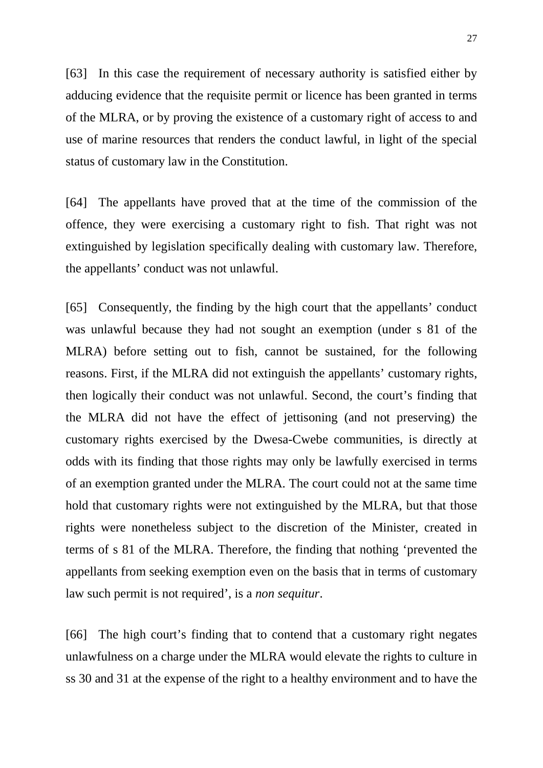[63] In this case the requirement of necessary authority is satisfied either by adducing evidence that the requisite permit or licence has been granted in terms of the MLRA, or by proving the existence of a customary right of access to and use of marine resources that renders the conduct lawful, in light of the special status of customary law in the Constitution.

[64] The appellants have proved that at the time of the commission of the offence, they were exercising a customary right to fish. That right was not extinguished by legislation specifically dealing with customary law. Therefore, the appellants' conduct was not unlawful.

[65] Consequently, the finding by the high court that the appellants' conduct was unlawful because they had not sought an exemption (under s 81 of the MLRA) before setting out to fish, cannot be sustained, for the following reasons. First, if the MLRA did not extinguish the appellants' customary rights, then logically their conduct was not unlawful. Second, the court's finding that the MLRA did not have the effect of jettisoning (and not preserving) the customary rights exercised by the Dwesa-Cwebe communities, is directly at odds with its finding that those rights may only be lawfully exercised in terms of an exemption granted under the MLRA. The court could not at the same time hold that customary rights were not extinguished by the MLRA, but that those rights were nonetheless subject to the discretion of the Minister, created in terms of s 81 of the MLRA. Therefore, the finding that nothing 'prevented the appellants from seeking exemption even on the basis that in terms of customary law such permit is not required', is a *non sequitur*.

[66] The high court's finding that to contend that a customary right negates unlawfulness on a charge under the MLRA would elevate the rights to culture in ss 30 and 31 at the expense of the right to a healthy environment and to have the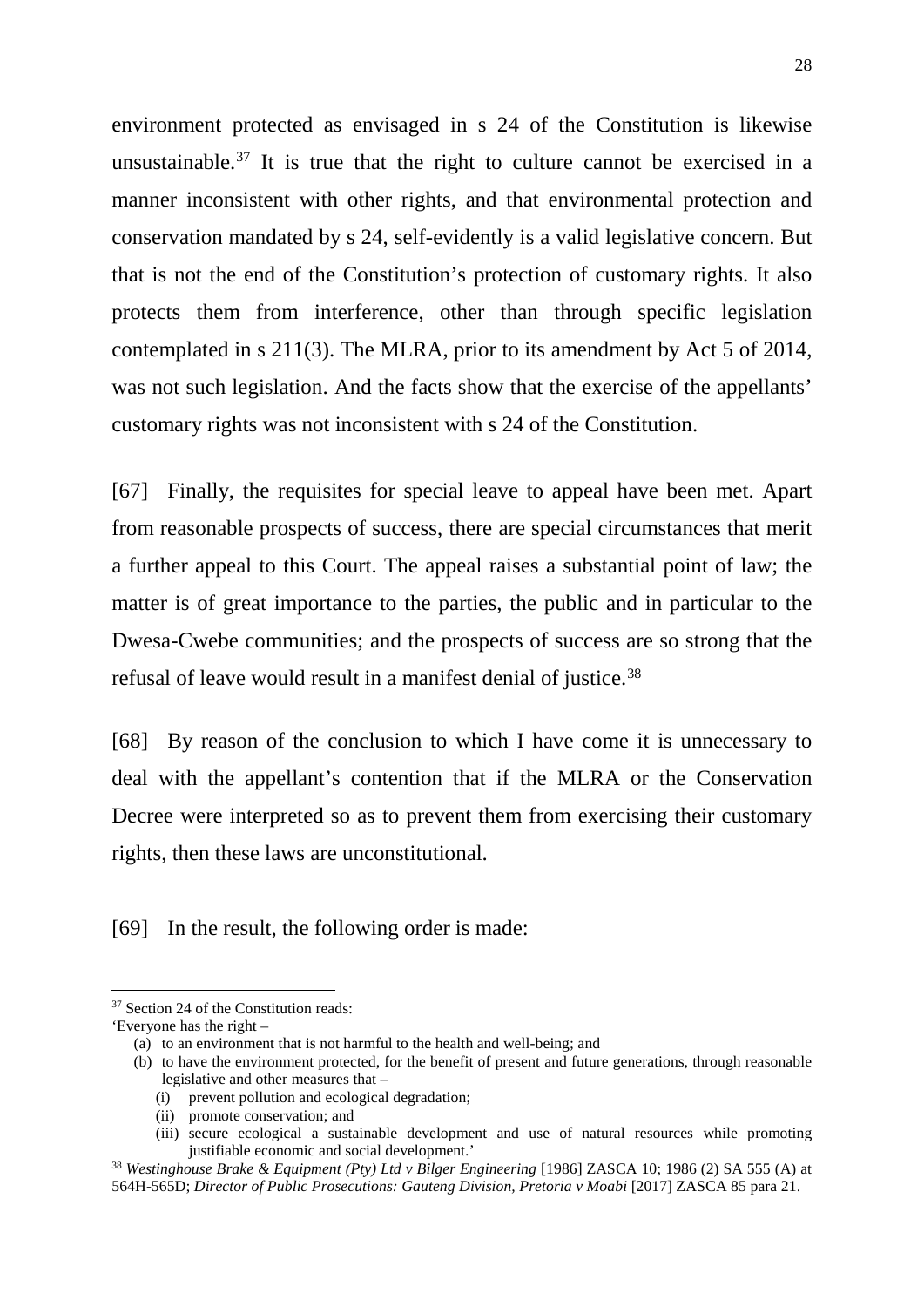environment protected as envisaged in s 24 of the Constitution is likewise unsustainable.[37] It is true that the right to culture cannot be exercised in a manner inconsistent with other rights, and that environmental protection and conservation mandated by s 24, self-evidently is a valid legislative concern. But that is not the end of the Constitution's protection of customary rights. It also protects them from interference, other than through specific legislation contemplated in s 211(3). The MLRA, prior to its amendment by Act 5 of 2014, was not such legislation. And the facts show that the exercise of the appellants' customary rights was not inconsistent with s 24 of the Constitution.

[67] Finally, the requisites for special leave to appeal have been met. Apart from reasonable prospects of success, there are special circumstances that merit a further appeal to this Court. The appeal raises a substantial point of law; the matter is of great importance to the parties, the public and in particular to the Dwesa-Cwebe communities; and the prospects of success are so strong that the refusal of leave would result in a manifest denial of justice.[38]

[68] By reason of the conclusion to which I have come it is unnecessary to deal with the appellant's contention that if the MLRA or the Conservation Decree were interpreted so as to prevent them from exercising their customary rights, then these laws are unconstitutional.

[69] In the result, the following order is made:

---

[37] Section 24 of the Constitution reads:
'Everyone has the right –
(a) to an environment that is not harmful to the health and well-being; and
(b) to have the environment protected, for the benefit of present and future generations, through reasonable legislative and other measures that –
(i) prevent pollution and ecological degradation;
(ii) promote conservation; and
(iii) secure ecological a sustainable development and use of natural resources while promoting justifiable economic and social development.'

[38] *Westinghouse Brake & Equipment (Pty) Ltd v Bilger Engineering* [1986] ZASCA 10; 1986 (2) SA 555 (A) at 564H-565D; *Director of Public Prosecutions: Gauteng Division, Pretoria v Moabi* [2017] ZASCA 85 para 21.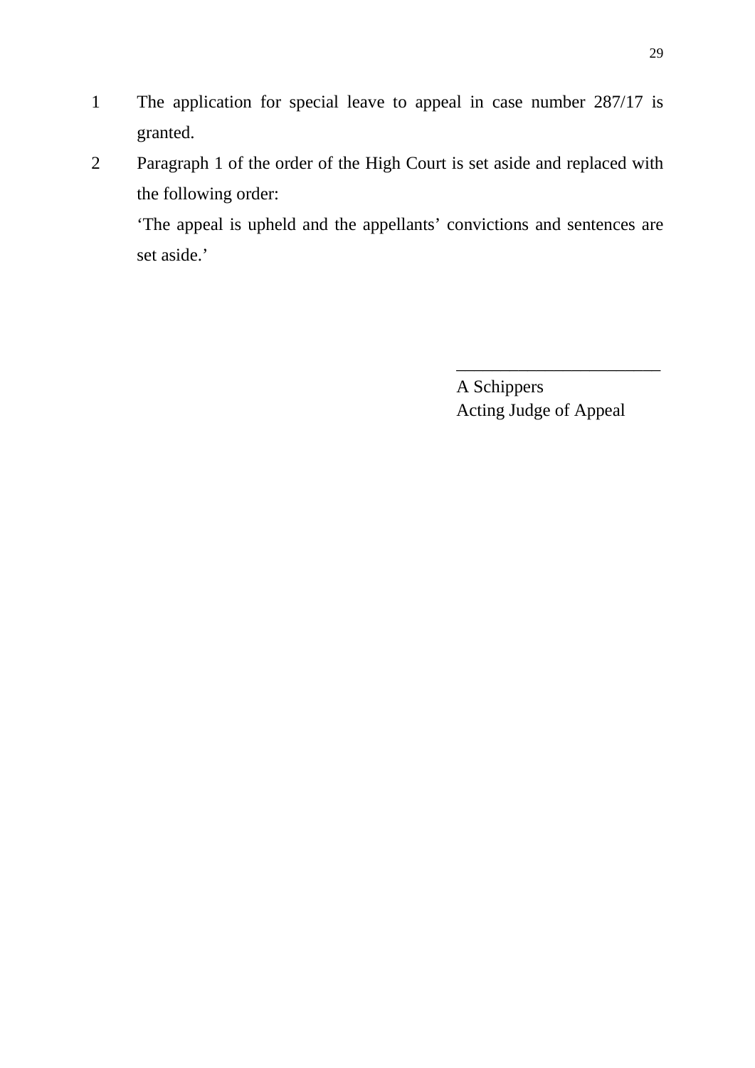1 The application for special leave to appeal in case number 287/17 is granted.

2 Paragraph 1 of the order of the High Court is set aside and replaced with the following order:

 'The appeal is upheld and the appellants' convictions and sentences are set aside.'

\_\_\_\_\_\_\_\_\_\_\_\_\_\_\_\_\_\_\_\_\_\_\_

A Schippers

Acting Judge of Appeal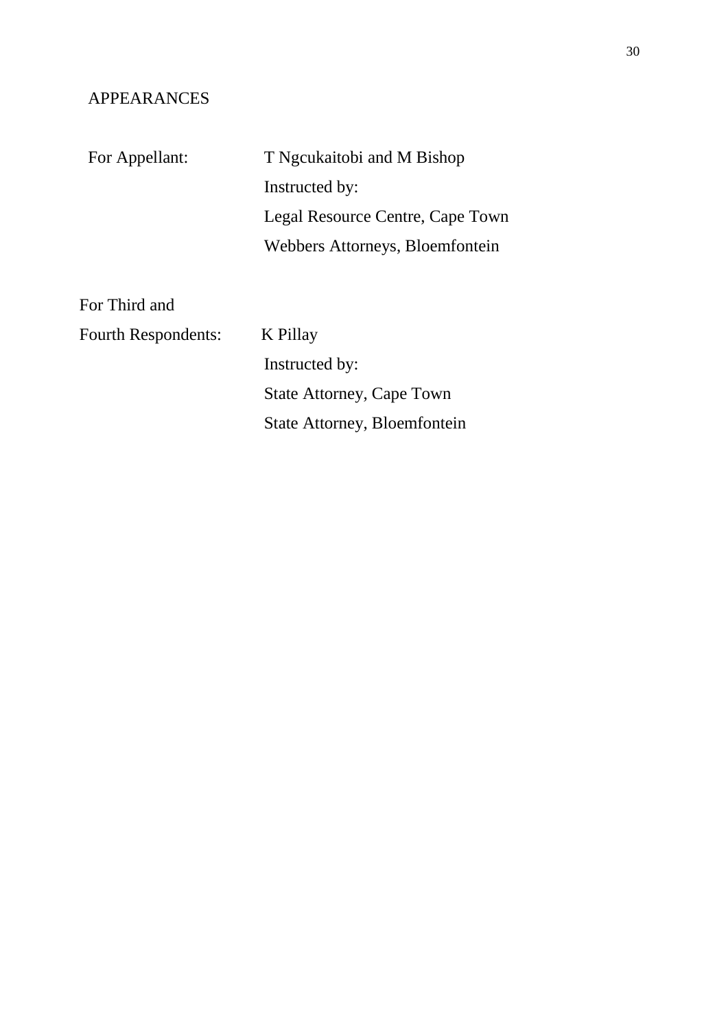APPEARANCES

For Appellant: T Ngcukaitobi and M Bishop
Instructed by:
Legal Resource Centre, Cape Town
Webbers Attorneys, Bloemfontein

For Third and
Fourth Respondents: K Pillay
Instructed by:
State Attorney, Cape Town
State Attorney, Bloemfontein